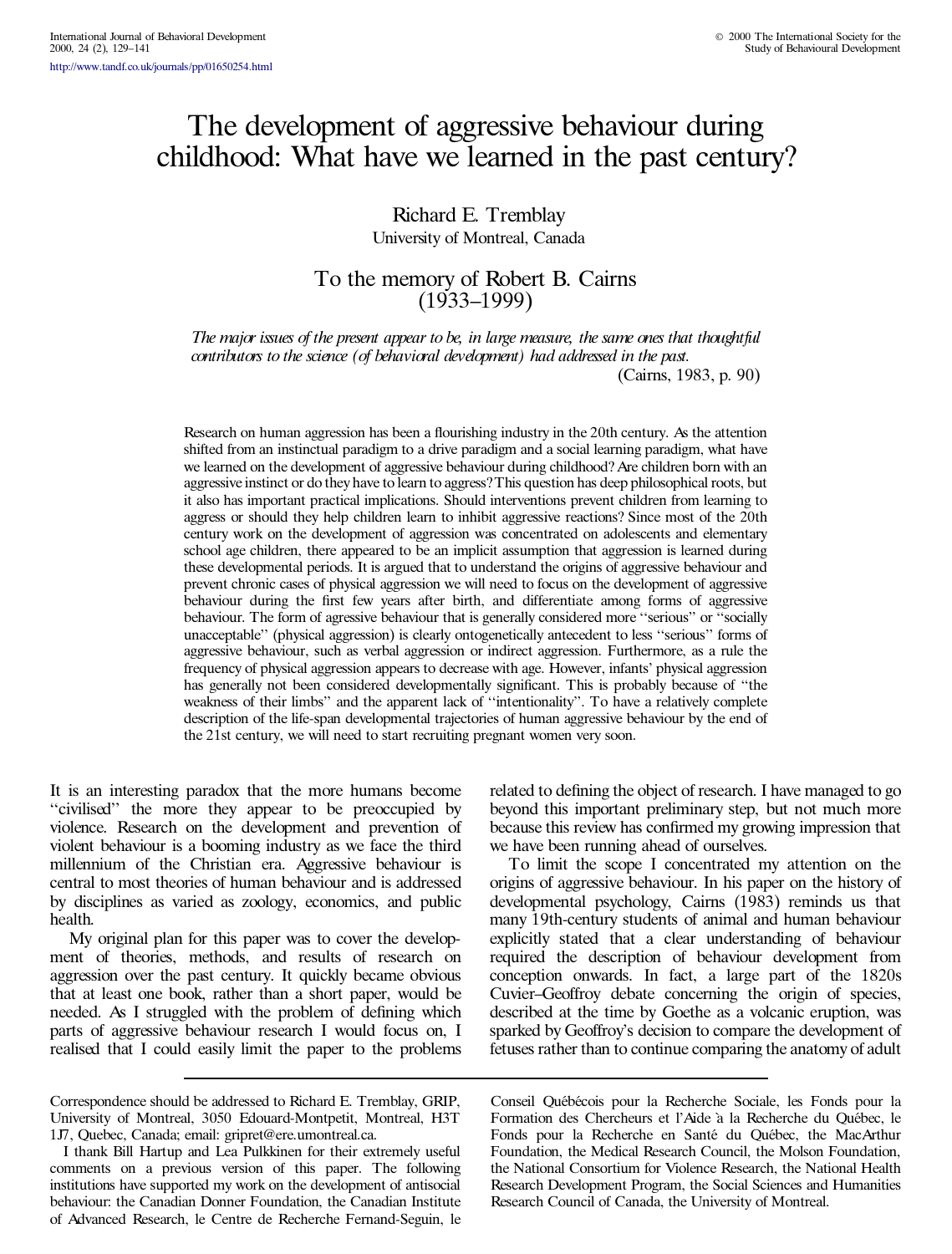# The development of aggressive behaviour during childhood: What have we learned in the past century?

Richard E. Tremblay
University of Montreal, Canada

To the memory of Robert B. Cairns
(1933–1999)

*The major issues of the present appear to be, in large measure, the same ones that thoughtful contributors to the science (of behavioral development) had addressed in the past.*
(Cairns, 1983, p. 90)

Research on human aggression has been a flourishing industry in the 20th century. As the attention shifted from an instinctual paradigm to a drive paradigm and a social learning paradigm, what have we learned on the development of aggressive behaviour during childhood? Are children born with an aggressive instinct or do they have to learn to aggress? This question has deep philosophical roots, but it also has important practical implications. Should interventions prevent children from learning to aggress or should they help children learn to inhibit aggressive reactions? Since most of the 20th century work on the development of aggression was concentrated on adolescents and elementary school age children, there appeared to be an implicit assumption that aggression is learned during these developmental periods. It is argued that to understand the origins of aggressive behaviour and prevent chronic cases of physical aggression we will need to focus on the development of aggressive behaviour during the first few years after birth, and differentiate among forms of aggressive behaviour. The form of agressive behaviour that is generally considered more "serious" or "socially unacceptable" (physical aggression) is clearly ontogenetically antecedent to less "serious" forms of aggressive behaviour, such as verbal aggression or indirect aggression. Furthermore, as a rule the frequency of physical aggression appears to decrease with age. However, infants' physical aggression has generally not been considered developmentally significant. This is probably because of "the weakness of their limbs" and the apparent lack of "intentionality". To have a relatively complete description of the life-span developmental trajectories of human aggressive behaviour by the end of the 21st century, we will need to start recruiting pregnant women very soon.

It is an interesting paradox that the more humans become "civilised" the more they appear to be preoccupied by violence. Research on the development and prevention of violent behaviour is a booming industry as we face the third millennium of the Christian era. Aggressive behaviour is central to most theories of human behaviour and is addressed by disciplines as varied as zoology, economics, and public health.

My original plan for this paper was to cover the development of theories, methods, and results of research on aggression over the past century. It quickly became obvious that at least one book, rather than a short paper, would be needed. As I struggled with the problem of defining which parts of aggressive behaviour research I would focus on, I realised that I could easily limit the paper to the problems related to defining the object of research. I have managed to go beyond this important preliminary step, but not much more because this review has confirmed my growing impression that we have been running ahead of ourselves.

To limit the scope I concentrated my attention on the origins of aggressive behaviour. In his paper on the history of developmental psychology, Cairns (1983) reminds us that many 19th-century students of animal and human behaviour explicitly stated that a clear understanding of behaviour required the description of behaviour development from conception onwards. In fact, a large part of the 1820s Cuvier–Geoffroy debate concerning the origin of species, described at the time by Goethe as a volcanic eruption, was sparked by Geoffroy's decision to compare the development of fetuses rather than to continue comparing the anatomy of adult

---

Correspondence should be addressed to Richard E. Tremblay, GRIP, University of Montreal, 3050 Edouard-Montpetit, Montreal, H3T 1J7, Quebec, Canada; email: gripret@ere.umontreal.ca.

I thank Bill Hartup and Lea Pulkkinen for their extremely useful comments on a previous version of this paper. The following institutions have supported my work on the development of antisocial behaviour: the Canadian Donner Foundation, the Canadian Institute of Advanced Research, le Centre de Recherche Fernand-Seguin, le Conseil Québécois pour la Recherche Sociale, les Fonds pour la Formation des Chercheurs et l'Aide à la Recherche du Québec, le Fonds pour la Recherche en Santé du Québec, the MacArthur Foundation, the Medical Research Council, the Molson Foundation, the National Consortium for Violence Research, the National Health Research Development Program, the Social Sciences and Humanities Research Council of Canada, the University of Montreal.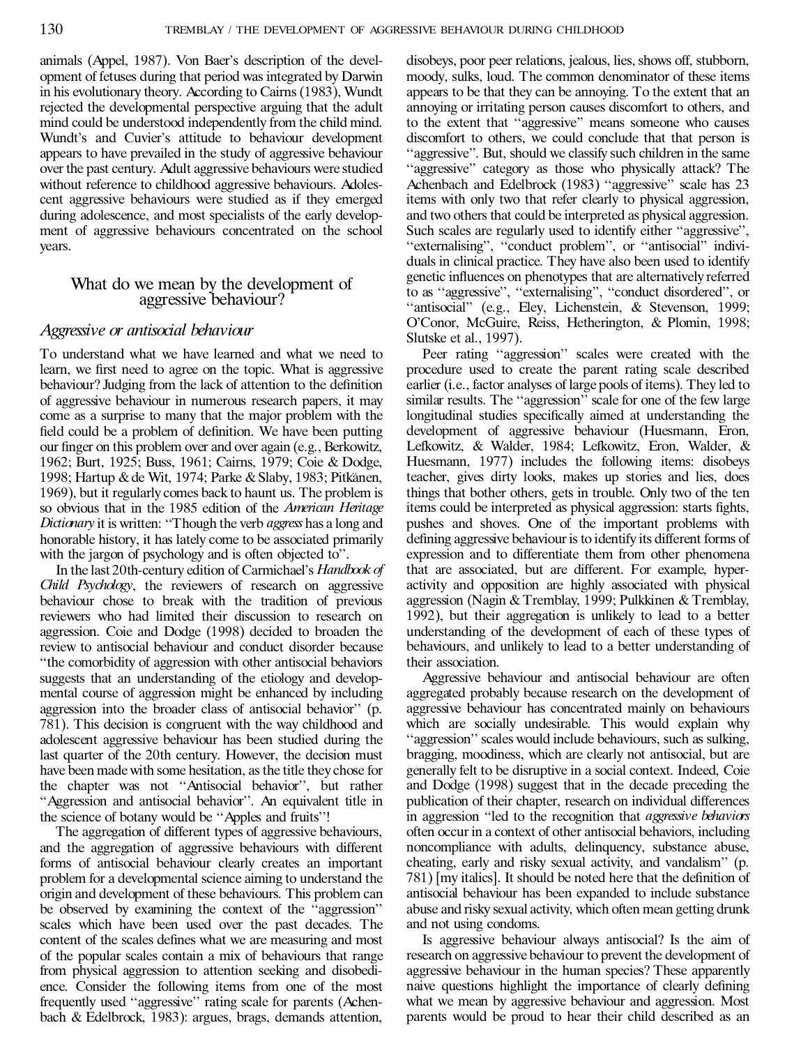animals (Appel, 1987). Von Baer's description of the development of fetuses during that period was integrated by Darwin in his evolutionary theory. According to Cairns (1983), Wundt rejected the developmental perspective arguing that the adult mind could be understood independently from the child mind. Wundt's and Cuvier's attitude to behaviour development appears to have prevailed in the study of aggressive behaviour over the past century. Adult aggressive behaviours were studied without reference to childhood aggressive behaviours. Adolescent aggressive behaviours were studied as if they emerged during adolescence, and most specialists of the early development of aggressive behaviours concentrated on the school years.

## What do we mean by the development of aggressive behaviour?

### *Aggressive or antisocial behaviour*

To understand what we have learned and what we need to learn, we first need to agree on the topic. What is aggressive behaviour? Judging from the lack of attention to the definition of aggressive behaviour in numerous research papers, it may come as a surprise to many that the major problem with the field could be a problem of definition. We have been putting our finger on this problem over and over again (e.g., Berkowitz, 1962; Burt, 1925; Buss, 1961; Cairns, 1979; Coie & Dodge, 1998; Hartup & de Wit, 1974; Parke & Slaby, 1983; Pitkänen, 1969), but it regularly comes back to haunt us. The problem is so obvious that in the 1985 edition of the *American Heritage Dictionary* it is written: "Though the verb *aggress* has a long and honorable history, it has lately come to be associated primarily with the jargon of psychology and is often objected to".

In the last 20th-century edition of Carmichael's *Handbook of Child Psychology*, the reviewers of research on aggressive behaviour chose to break with the tradition of previous reviewers who had limited their discussion to research on aggression. Coie and Dodge (1998) decided to broaden the review to antisocial behaviour and conduct disorder because "the comorbidity of aggression with other antisocial behaviors suggests that an understanding of the etiology and developmental course of aggression might be enhanced by including aggression into the broader class of antisocial behavior" (p. 781). This decision is congruent with the way childhood and adolescent aggressive behaviour has been studied during the last quarter of the 20th century. However, the decision must have been made with some hesitation, as the title they chose for the chapter was not "Antisocial behavior", but rather "Aggression and antisocial behavior". An equivalent title in the science of botany would be "Apples and fruits"!

The aggregation of different types of aggressive behaviours, and the aggregation of aggressive behaviours with different forms of antisocial behaviour clearly creates an important problem for a developmental science aiming to understand the origin and development of these behaviours. This problem can be observed by examining the context of the "aggression" scales which have been used over the past decades. The content of the scales defines what we are measuring and most of the popular scales contain a mix of behaviours that range from physical aggression to attention seeking and disobedience. Consider the following items from one of the most frequently used "aggressive" rating scale for parents (Achenbach & Edelbrock, 1983): argues, brags, demands attention, disobeys, poor peer relations, jealous, lies, shows off, stubborn, moody, sulks, loud. The common denominator of these items appears to be that they can be annoying. To the extent that an annoying or irritating person causes discomfort to others, and to the extent that "aggressive" means someone who causes discomfort to others, we could conclude that that person is "aggressive". But, should we classify such children in the same "aggressive" category as those who physically attack? The Achenbach and Edelbrock (1983) "aggressive" scale has 23 items with only two that refer clearly to physical aggression, and two others that could be interpreted as physical aggression. Such scales are regularly used to identify either "aggressive", "externalising", "conduct problem", or "antisocial" individuals in clinical practice. They have also been used to identify genetic influences on phenotypes that are alternatively referred to as "aggressive", "externalising", "conduct disordered", or "antisocial" (e.g., Eley, Lichenstein, & Stevenson, 1999; O'Conor, McGuire, Reiss, Hetherington, & Plomin, 1998; Slutske et al., 1997).

Peer rating "aggression" scales were created with the procedure used to create the parent rating scale described earlier (i.e., factor analyses of large pools of items). They led to similar results. The "aggression" scale for one of the few large longitudinal studies specifically aimed at understanding the development of aggressive behaviour (Huesmann, Eron, Lefkowitz, & Walder, 1984; Lefkowitz, Eron, Walder, & Huesmann, 1977) includes the following items: disobeys teacher, gives dirty looks, makes up stories and lies, does things that bother others, gets in trouble. Only two of the ten items could be interpreted as physical aggression: starts fights, pushes and shoves. One of the important problems with defining aggressive behaviour is to identify its different forms of expression and to differentiate them from other phenomena that are associated, but are different. For example, hyperactivity and opposition are highly associated with physical aggression (Nagin & Tremblay, 1999; Pulkkinen & Tremblay, 1992), but their aggregation is unlikely to lead to a better understanding of the development of each of these types of behaviours, and unlikely to lead to a better understanding of their association.

Aggressive behaviour and antisocial behaviour are often aggregated probably because research on the development of aggressive behaviour has concentrated mainly on behaviours which are socially undesirable. This would explain why "aggression" scales would include behaviours, such as sulking, bragging, moodiness, which are clearly not antisocial, but are generally felt to be disruptive in a social context. Indeed, Coie and Dodge (1998) suggest that in the decade preceding the publication of their chapter, research on individual differences in aggression "led to the recognition that *aggressive behaviors* often occur in a context of other antisocial behaviors, including noncompliance with adults, delinquency, substance abuse, cheating, early and risky sexual activity, and vandalism" (p. 781) [my italics]. It should be noted here that the definition of antisocial behaviour has been expanded to include substance abuse and risky sexual activity, which often mean getting drunk and not using condoms.

Is aggressive behaviour always antisocial? Is the aim of research on aggressive behaviour to prevent the development of aggressive behaviour in the human species? These apparently naive questions highlight the importance of clearly defining what we mean by aggressive behaviour and aggression. Most parents would be proud to hear their child described as an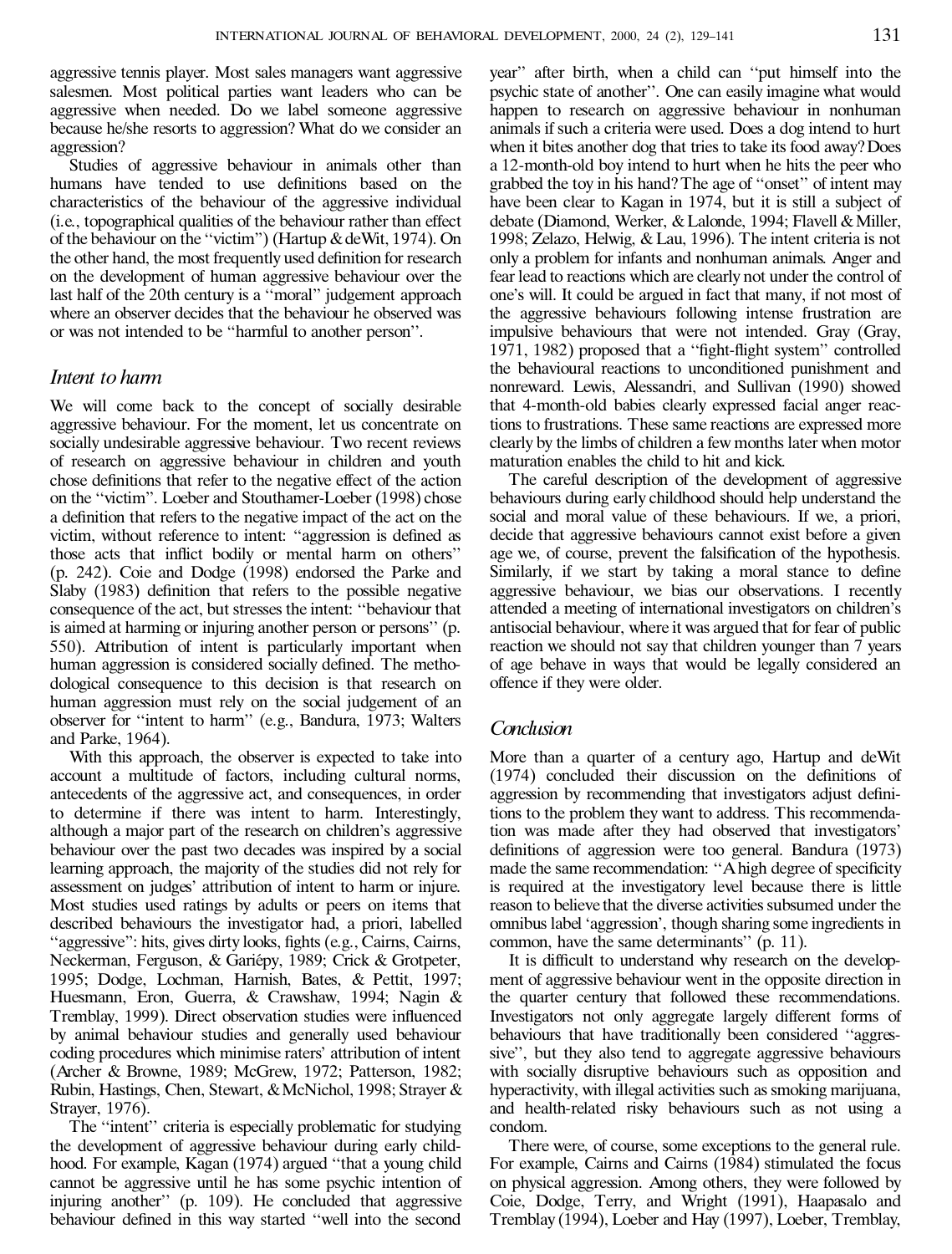aggressive tennis player. Most sales managers want aggressive salesmen. Most political parties want leaders who can be aggressive when needed. Do we label someone aggressive because he/she resorts to aggression? What do we consider an aggression?

Studies of aggressive behaviour in animals other than humans have tended to use definitions based on the characteristics of the behaviour of the aggressive individual (i.e., topographical qualities of the behaviour rather than effect of the behaviour on the "victim") (Hartup & deWit, 1974). On the other hand, the most frequently used definition for research on the development of human aggressive behaviour over the last half of the 20th century is a "moral" judgement approach where an observer decides that the behaviour he observed was or was not intended to be "harmful to another person".

## *Intent to harm*

We will come back to the concept of socially desirable aggressive behaviour. For the moment, let us concentrate on socially undesirable aggressive behaviour. Two recent reviews of research on aggressive behaviour in children and youth chose definitions that refer to the negative effect of the action on the "victim". Loeber and Stouthamer-Loeber (1998) chose a definition that refers to the negative impact of the act on the victim, without reference to intent: "aggression is defined as those acts that inflict bodily or mental harm on others" (p. 242). Coie and Dodge (1998) endorsed the Parke and Slaby (1983) definition that refers to the possible negative consequence of the act, but stresses the intent: "behaviour that is aimed at harming or injuring another person or persons" (p. 550). Attribution of intent is particularly important when human aggression is considered socially defined. The methodological consequence to this decision is that research on human aggression must rely on the social judgement of an observer for "intent to harm" (e.g., Bandura, 1973; Walters and Parke, 1964).

With this approach, the observer is expected to take into account a multitude of factors, including cultural norms, antecedents of the aggressive act, and consequences, in order to determine if there was intent to harm. Interestingly, although a major part of the research on children's aggressive behaviour over the past two decades was inspired by a social learning approach, the majority of the studies did not rely for assessment on judges' attribution of intent to harm or injure. Most studies used ratings by adults or peers on items that described behaviours the investigator had, a priori, labelled "aggressive": hits, gives dirty looks, fights (e.g., Cairns, Cairns, Neckerman, Ferguson, & Gariépy, 1989; Crick & Grotpeter, 1995; Dodge, Lochman, Harnish, Bates, & Pettit, 1997; Huesmann, Eron, Guerra, & Crawshaw, 1994; Nagin & Tremblay, 1999). Direct observation studies were influenced by animal behaviour studies and generally used behaviour coding procedures which minimise raters' attribution of intent (Archer & Browne, 1989; McGrew, 1972; Patterson, 1982; Rubin, Hastings, Chen, Stewart, & McNichol, 1998; Strayer & Strayer, 1976).

The "intent" criteria is especially problematic for studying the development of aggressive behaviour during early childhood. For example, Kagan (1974) argued "that a young child cannot be aggressive until he has some psychic intention of injuring another" (p. 109). He concluded that aggressive behaviour defined in this way started "well into the second year" after birth, when a child can "put himself into the psychic state of another". One can easily imagine what would happen to research on aggressive behaviour in nonhuman animals if such a criteria were used. Does a dog intend to hurt when it bites another dog that tries to take its food away? Does a 12-month-old boy intend to hurt when he hits the peer who grabbed the toy in his hand? The age of "onset" of intent may have been clear to Kagan in 1974, but it is still a subject of debate (Diamond, Werker, & Lalonde, 1994; Flavell & Miller, 1998; Zelazo, Helwig, & Lau, 1996). The intent criteria is not only a problem for infants and nonhuman animals. Anger and fear lead to reactions which are clearly not under the control of one's will. It could be argued in fact that many, if not most of the aggressive behaviours following intense frustration are impulsive behaviours that were not intended. Gray (Gray, 1971, 1982) proposed that a "fight-flight system" controlled the behavioural reactions to unconditioned punishment and nonreward. Lewis, Alessandri, and Sullivan (1990) showed that 4-month-old babies clearly expressed facial anger reactions to frustrations. These same reactions are expressed more clearly by the limbs of children a few months later when motor maturation enables the child to hit and kick.

The careful description of the development of aggressive behaviours during early childhood should help understand the social and moral value of these behaviours. If we, a priori, decide that aggressive behaviours cannot exist before a given age we, of course, prevent the falsification of the hypothesis. Similarly, if we start by taking a moral stance to define aggressive behaviour, we bias our observations. I recently attended a meeting of international investigators on children's antisocial behaviour, where it was argued that for fear of public reaction we should not say that children younger than 7 years of age behave in ways that would be legally considered an offence if they were older.

## *Conclusion*

More than a quarter of a century ago, Hartup and deWit (1974) concluded their discussion on the definitions of aggression by recommending that investigators adjust definitions to the problem they want to address. This recommendation was made after they had observed that investigators' definitions of aggression were too general. Bandura (1973) made the same recommendation: "A high degree of specificity is required at the investigatory level because there is little reason to believe that the diverse activities subsumed under the omnibus label 'aggression', though sharing some ingredients in common, have the same determinants" (p. 11).

It is difficult to understand why research on the development of aggressive behaviour went in the opposite direction in the quarter century that followed these recommendations. Investigators not only aggregate largely different forms of behaviours that have traditionally been considered "aggressive", but they also tend to aggregate aggressive behaviours with socially disruptive behaviours such as opposition and hyperactivity, with illegal activities such as smoking marijuana, and health-related risky behaviours such as not using a condom.

There were, of course, some exceptions to the general rule. For example, Cairns and Cairns (1984) stimulated the focus on physical aggression. Among others, they were followed by Coie, Dodge, Terry, and Wright (1991), Haapasalo and Tremblay (1994), Loeber and Hay (1997), Loeber, Tremblay,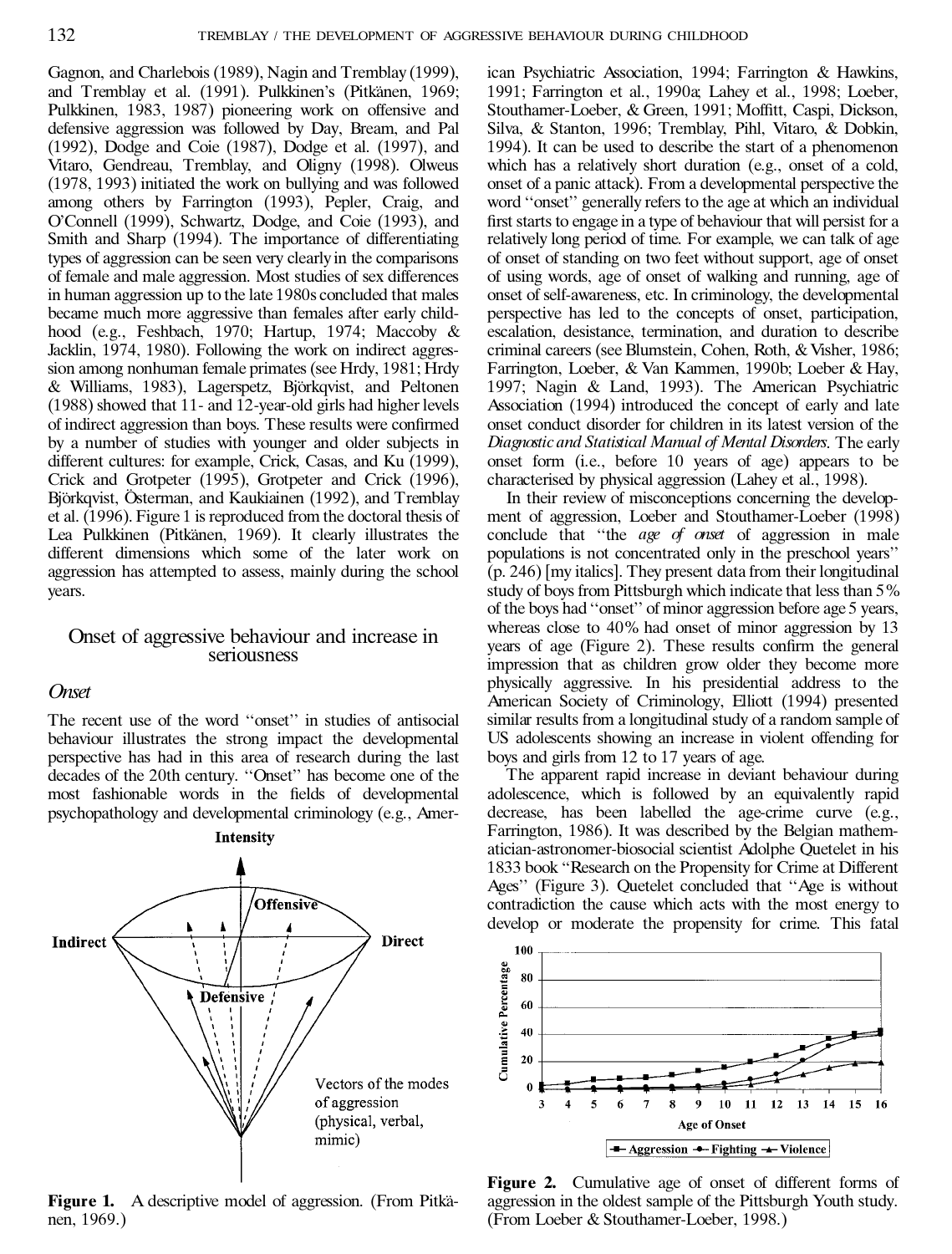Gagnon, and Charlebois (1989), Nagin and Tremblay (1999), and Tremblay et al. (1991). Pulkkinen's (Pitkänen, 1969; Pulkkinen, 1983, 1987) pioneering work on offensive and defensive aggression was followed by Day, Bream, and Pal (1992), Dodge and Coie (1987), Dodge et al. (1997), and Vitaro, Gendreau, Tremblay, and Oligny (1998). Olweus (1978, 1993) initiated the work on bullying and was followed among others by Farrington (1993), Pepler, Craig, and O'Connell (1999), Schwartz, Dodge, and Coie (1993), and Smith and Sharp (1994). The importance of differentiating types of aggression can be seen very clearly in the comparisons of female and male aggression. Most studies of sex differences in human aggression up to the late 1980s concluded that males became much more aggressive than females after early childhood (e.g., Feshbach, 1970; Hartup, 1974; Maccoby & Jacklin, 1974, 1980). Following the work on indirect aggression among nonhuman female primates (see Hrdy, 1981; Hrdy & Williams, 1983), Lagerspetz, Björkqvist, and Peltonen (1988) showed that 11- and 12-year-old girls had higher levels of indirect aggression than boys. These results were confirmed by a number of studies with younger and older subjects in different cultures: for example, Crick, Casas, and Ku (1999), Crick and Grotpeter (1995), Grotpeter and Crick (1996), Björkqvist, Österman, and Kaukiainen (1992), and Tremblay et al. (1996). Figure 1 is reproduced from the doctoral thesis of Lea Pulkkinen (Pitkänen, 1969). It clearly illustrates the different dimensions which some of the later work on aggression has attempted to assess, mainly during the school years.

## Onset of aggressive behaviour and increase in seriousness

### *Onset*

The recent use of the word "onset" in studies of antisocial behaviour illustrates the strong impact the developmental perspective has had in this area of research during the last decades of the 20th century. "Onset" has become one of the most fashionable words in the fields of developmental psychopathology and developmental criminology (e.g., American Psychiatric Association, 1994; Farrington & Hawkins, 1991; Farrington et al., 1990a; Lahey et al., 1998; Loeber, Stouthamer-Loeber, & Green, 1991; Moffitt, Caspi, Dickson, Silva, & Stanton, 1996; Tremblay, Pihl, Vitaro, & Dobkin, 1994). It can be used to describe the start of a phenomenon which has a relatively short duration (e.g., onset of a cold, onset of a panic attack). From a developmental perspective the word "onset" generally refers to the age at which an individual first starts to engage in a type of behaviour that will persist for a relatively long period of time. For example, we can talk of age of onset of standing on two feet without support, age of onset of using words, age of onset of walking and running, age of onset of self-awareness, etc. In criminology, the developmental perspective has led to the concepts of onset, participation, escalation, desistance, termination, and duration to describe criminal careers (see Blumstein, Cohen, Roth, & Visher, 1986; Farrington, Loeber, & Van Kammen, 1990b; Loeber & Hay, 1997; Nagin & Land, 1993). The American Psychiatric Association (1994) introduced the concept of early and late onset conduct disorder for children in its latest version of the *Diagnostic and Statistical Manual of Mental Disorders*. The early onset form (i.e., before 10 years of age) appears to be characterised by physical aggression (Lahey et al., 1998).

In their review of misconceptions concerning the development of aggression, Loeber and Stouthamer-Loeber (1998) conclude that "the *age of onset* of aggression in male populations is not concentrated only in the preschool years" (p. 246) [my italics]. They present data from their longitudinal study of boys from Pittsburgh which indicate that less than 5% of the boys had "onset" of minor aggression before age 5 years, whereas close to 40% had onset of minor aggression by 13 years of age (Figure 2). These results confirm the general impression that as children grow older they become more physically aggressive. In his presidential address to the American Society of Criminology, Elliott (1994) presented similar results from a longitudinal study of a random sample of US adolescents showing an increase in violent offending for boys and girls from 12 to 17 years of age.

The apparent rapid increase in deviant behaviour during adolescence, which is followed by an equivalently rapid decrease, has been labelled the age-crime curve (e.g., Farrington, 1986). It was described by the Belgian mathematician-astronomer-biosocial scientist Adolphe Quetelet in his 1833 book "Research on the Propensity for Crime at Different Ages" (Figure 3). Quetelet concluded that "Age is without contradiction the cause which acts with the most energy to develop or moderate the propensity for crime. This fatal

**Figure 1.** A descriptive model of aggression. (From Pitkänen, 1969.)

**Figure 2.** Cumulative age of onset of different forms of aggression in the oldest sample of the Pittsburgh Youth study. (From Loeber & Stouthamer-Loeber, 1998.)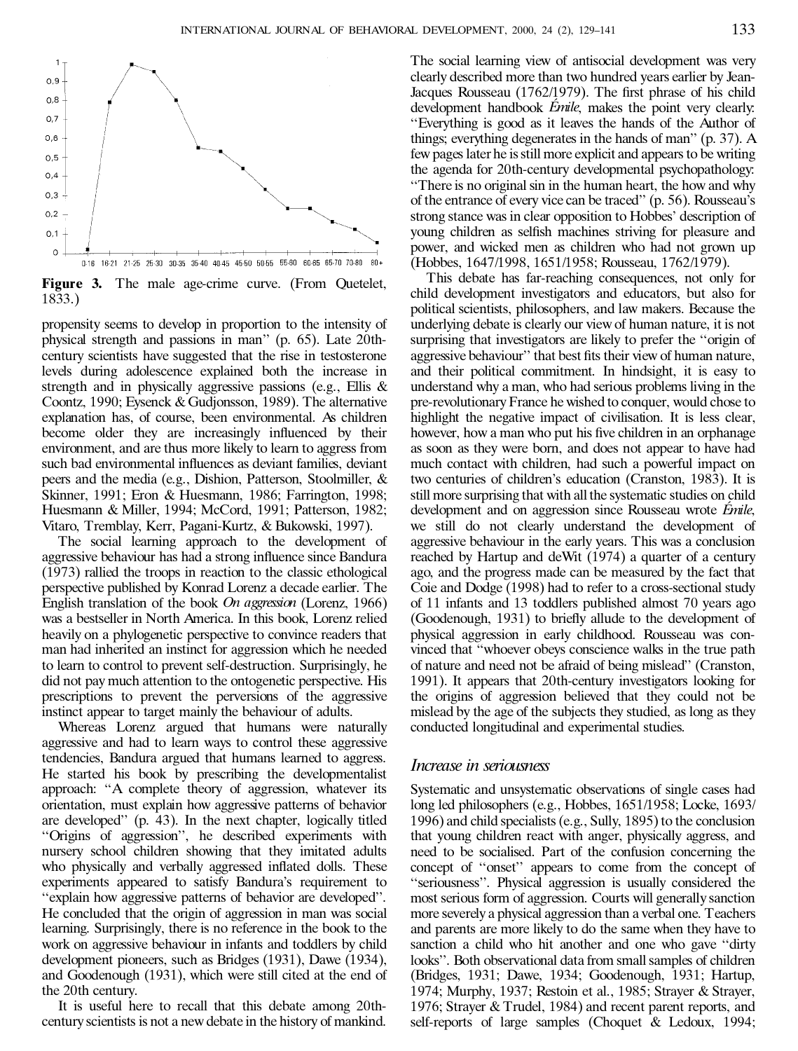**Figure 3.** The male age-crime curve. (From Quetelet, 1833.)

propensity seems to develop in proportion to the intensity of physical strength and passions in man" (p. 65). Late 20th-century scientists have suggested that the rise in testosterone levels during adolescence explained both the increase in strength and in physically aggressive passions (e.g., Ellis & Coontz, 1990; Eysenck & Gudjonsson, 1989). The alternative explanation has, of course, been environmental. As children become older they are increasingly influenced by their environment, and are thus more likely to learn to aggress from such bad environmental influences as deviant families, deviant peers and the media (e.g., Dishion, Patterson, Stoolmiller, & Skinner, 1991; Eron & Huesmann, 1986; Farrington, 1998; Huesmann & Miller, 1994; McCord, 1991; Patterson, 1982; Vitaro, Tremblay, Kerr, Pagani-Kurtz, & Bukowski, 1997).

The social learning approach to the development of aggressive behaviour has had a strong influence since Bandura (1973) rallied the troops in reaction to the classic ethological perspective published by Konrad Lorenz a decade earlier. The English translation of the book *On aggression* (Lorenz, 1966) was a bestseller in North America. In this book, Lorenz relied heavily on a phylogenetic perspective to convince readers that man had inherited an instinct for aggression which he needed to learn to control to prevent self-destruction. Surprisingly, he did not pay much attention to the ontogenetic perspective. His prescriptions to prevent the perversions of the aggressive instinct appear to target mainly the behaviour of adults.

Whereas Lorenz argued that humans were naturally aggressive and had to learn ways to control these aggressive tendencies, Bandura argued that humans learned to aggress. He started his book by prescribing the developmentalist approach: "A complete theory of aggression, whatever its orientation, must explain how aggressive patterns of behavior are developed" (p. 43). In the next chapter, logically titled "Origins of aggression", he described experiments with nursery school children showing that they imitated adults who physically and verbally aggressed inflated dolls. These experiments appeared to satisfy Bandura's requirement to "explain how aggressive patterns of behavior are developed". He concluded that the origin of aggression in man was social learning. Surprisingly, there is no reference in the book to the work on aggressive behaviour in infants and toddlers by child development pioneers, such as Bridges (1931), Dawe (1934), and Goodenough (1931), which were still cited at the end of the 20th century.

It is useful here to recall that this debate among 20th-century scientists is not a new debate in the history of mankind. The social learning view of antisocial development was very clearly described more than two hundred years earlier by Jean-Jacques Rousseau (1762/1979). The first phrase of his child development handbook *Émile*, makes the point very clearly: "Everything is good as it leaves the hands of the Author of things; everything degenerates in the hands of man" (p. 37). A few pages later he is still more explicit and appears to be writing the agenda for 20th-century developmental psychopathology: "There is no original sin in the human heart, the how and why of the entrance of every vice can be traced" (p. 56). Rousseau's strong stance was in clear opposition to Hobbes' description of young children as selfish machines striving for pleasure and power, and wicked men as children who had not grown up (Hobbes, 1647/1998, 1651/1958; Rousseau, 1762/1979).

This debate has far-reaching consequences, not only for child development investigators and educators, but also for political scientists, philosophers, and law makers. Because the underlying debate is clearly our view of human nature, it is not surprising that investigators are likely to prefer the "origin of aggressive behaviour" that best fits their view of human nature, and their political commitment. In hindsight, it is easy to understand why a man, who had serious problems living in the pre-revolutionary France he wished to conquer, would chose to highlight the negative impact of civilisation. It is less clear, however, how a man who put his five children in an orphanage as soon as they were born, and does not appear to have had much contact with children, had such a powerful impact on two centuries of children's education (Cranston, 1983). It is still more surprising that with all the systematic studies on child development and on aggression since Rousseau wrote *Émile*, we still do not clearly understand the development of aggressive behaviour in the early years. This was a conclusion reached by Hartup and deWit (1974) a quarter of a century ago, and the progress made can be measured by the fact that Coie and Dodge (1998) had to refer to a cross-sectional study of 11 infants and 13 toddlers published almost 70 years ago (Goodenough, 1931) to briefly allude to the development of physical aggression in early childhood. Rousseau was convinced that "whoever obeys conscience walks in the true path of nature and need not be afraid of being mislead" (Cranston, 1991). It appears that 20th-century investigators looking for the origins of aggression believed that they could not be mislead by the age of the subjects they studied, as long as they conducted longitudinal and experimental studies.

## *Increase in seriousness*

Systematic and unsystematic observations of single cases had long led philosophers (e.g., Hobbes, 1651/1958; Locke, 1693/1996) and child specialists (e.g., Sully, 1895) to the conclusion that young children react with anger, physically aggress, and need to be socialised. Part of the confusion concerning the concept of "onset" appears to come from the concept of "seriousness". Physical aggression is usually considered the most serious form of aggression. Courts will generally sanction more severely a physical aggression than a verbal one. Teachers and parents are more likely to do the same when they have to sanction a child who hit another and one who gave "dirty looks". Both observational data from small samples of children (Bridges, 1931; Dawe, 1934; Goodenough, 1931; Hartup, 1974; Murphy, 1937; Restoin et al., 1985; Strayer & Strayer, 1976; Strayer & Trudel, 1984) and recent parent reports, and self-reports of large samples (Choquet & Ledoux, 1994;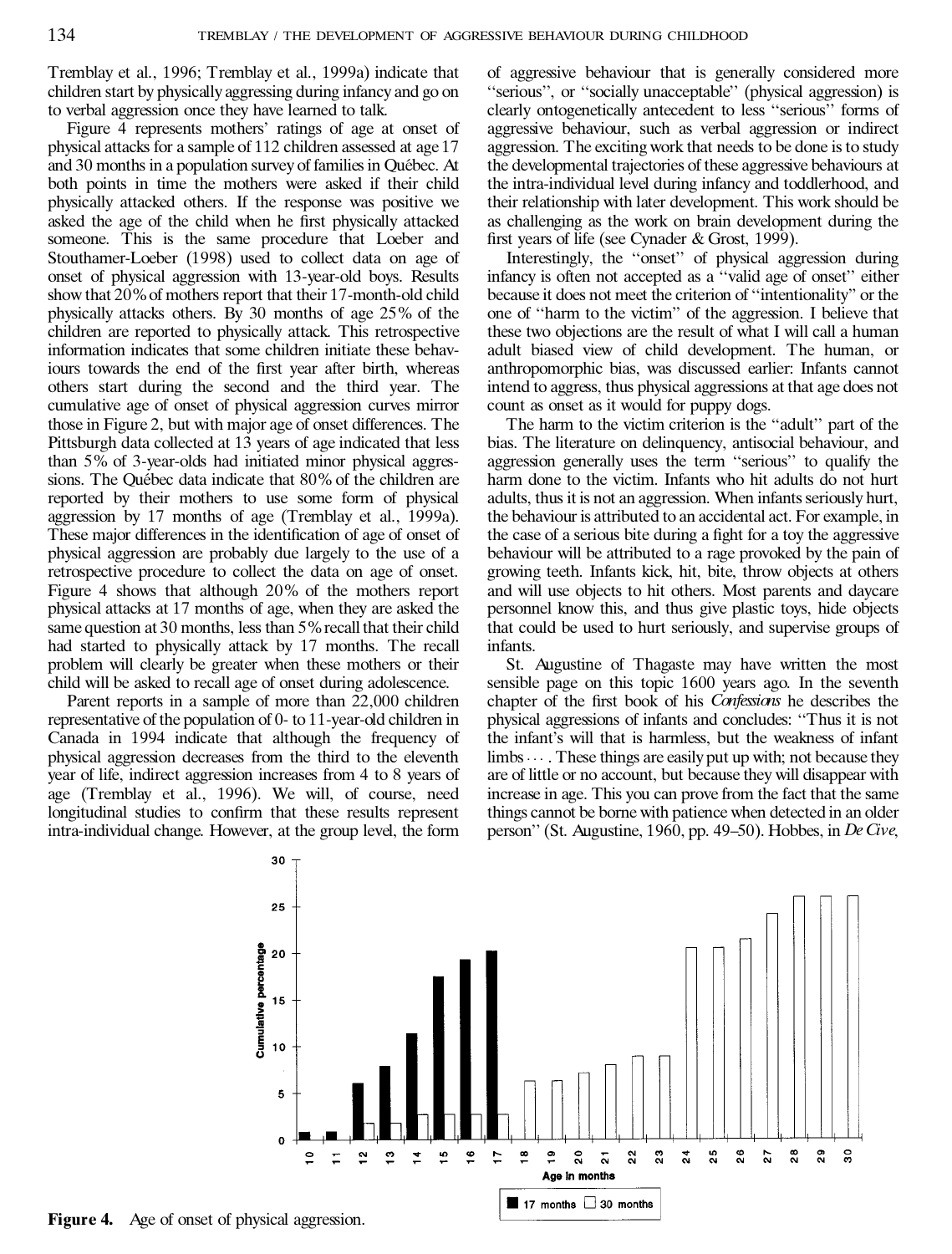Tremblay et al., 1996; Tremblay et al., 1999a) indicate that children start by physically aggressing during infancy and go on to verbal aggression once they have learned to talk.

Figure 4 represents mothers' ratings of age at onset of physical attacks for a sample of 112 children assessed at age 17 and 30 months in a population survey of families in Québec. At both points in time the mothers were asked if their child physically attacked others. If the response was positive we asked the age of the child when he first physically attacked someone. This is the same procedure that Loeber and Stouthamer-Loeber (1998) used to collect data on age of onset of physical aggression with 13-year-old boys. Results show that 20% of mothers report that their 17-month-old child physically attacks others. By 30 months of age 25% of the children are reported to physically attack. This retrospective information indicates that some children initiate these behaviours towards the end of the first year after birth, whereas others start during the second and the third year. The cumulative age of onset of physical aggression curves mirror those in Figure 2, but with major age of onset differences. The Pittsburgh data collected at 13 years of age indicated that less than 5% of 3-year-olds had initiated minor physical aggressions. The Québec data indicate that 80% of the children are reported by their mothers to use some form of physical aggression by 17 months of age (Tremblay et al., 1999a). These major differences in the identification of age of onset of physical aggression are probably due largely to the use of a retrospective procedure to collect the data on age of onset. Figure 4 shows that although 20% of the mothers report physical attacks at 17 months of age, when they are asked the same question at 30 months, less than 5% recall that their child had started to physically attack by 17 months. The recall problem will clearly be greater when these mothers or their child will be asked to recall age of onset during adolescence.

Parent reports in a sample of more than 22,000 children representative of the population of 0- to 11-year-old children in Canada in 1994 indicate that although the frequency of physical aggression decreases from the third to the eleventh year of life, indirect aggression increases from 4 to 8 years of age (Tremblay et al., 1996). We will, of course, need longitudinal studies to confirm that these results represent intra-individual change. However, at the group level, the form of aggressive behaviour that is generally considered more "serious", or "socially unacceptable" (physical aggression) is clearly ontogenetically antecedent to less "serious" forms of aggressive behaviour, such as verbal aggression or indirect aggression. The exciting work that needs to be done is to study the developmental trajectories of these aggressive behaviours at the intra-individual level during infancy and toddlerhood, and their relationship with later development. This work should be as challenging as the work on brain development during the first years of life (see Cynader & Grost, 1999).

Interestingly, the "onset" of physical aggression during infancy is often not accepted as a "valid age of onset" either because it does not meet the criterion of "intentionality" or the one of "harm to the victim" of the aggression. I believe that these two objections are the result of what I will call a human adult biased view of child development. The human, or anthropomorphic bias, was discussed earlier: Infants cannot intend to aggress, thus physical aggressions at that age does not count as onset as it would for puppy dogs.

The harm to the victim criterion is the "adult" part of the bias. The literature on delinquency, antisocial behaviour, and aggression generally uses the term "serious" to qualify the harm done to the victim. Infants who hit adults do not hurt adults, thus it is not an aggression. When infants seriously hurt, the behaviour is attributed to an accidental act. For example, in the case of a serious bite during a fight for a toy the aggressive behaviour will be attributed to a rage provoked by the pain of growing teeth. Infants kick, hit, bite, throw objects at others and will use objects to hit others. Most parents and daycare personnel know this, and thus give plastic toys, hide objects that could be used to hurt seriously, and supervise groups of infants.

St. Augustine of Thagaste may have written the most sensible page on this topic 1600 years ago. In the seventh chapter of the first book of his *Confessions* he describes the physical aggressions of infants and concludes: "Thus it is not the infant's will that is harmless, but the weakness of infant limbs . . . . These things are easily put up with; not because they are of little or no account, but because they will disappear with increase in age. This you can prove from the fact that the same things cannot be borne with patience when detected in an older person" (St. Augustine, 1960, pp. 49–50). Hobbes, in *De Cive*,

**Figure 4.** Age of onset of physical aggression.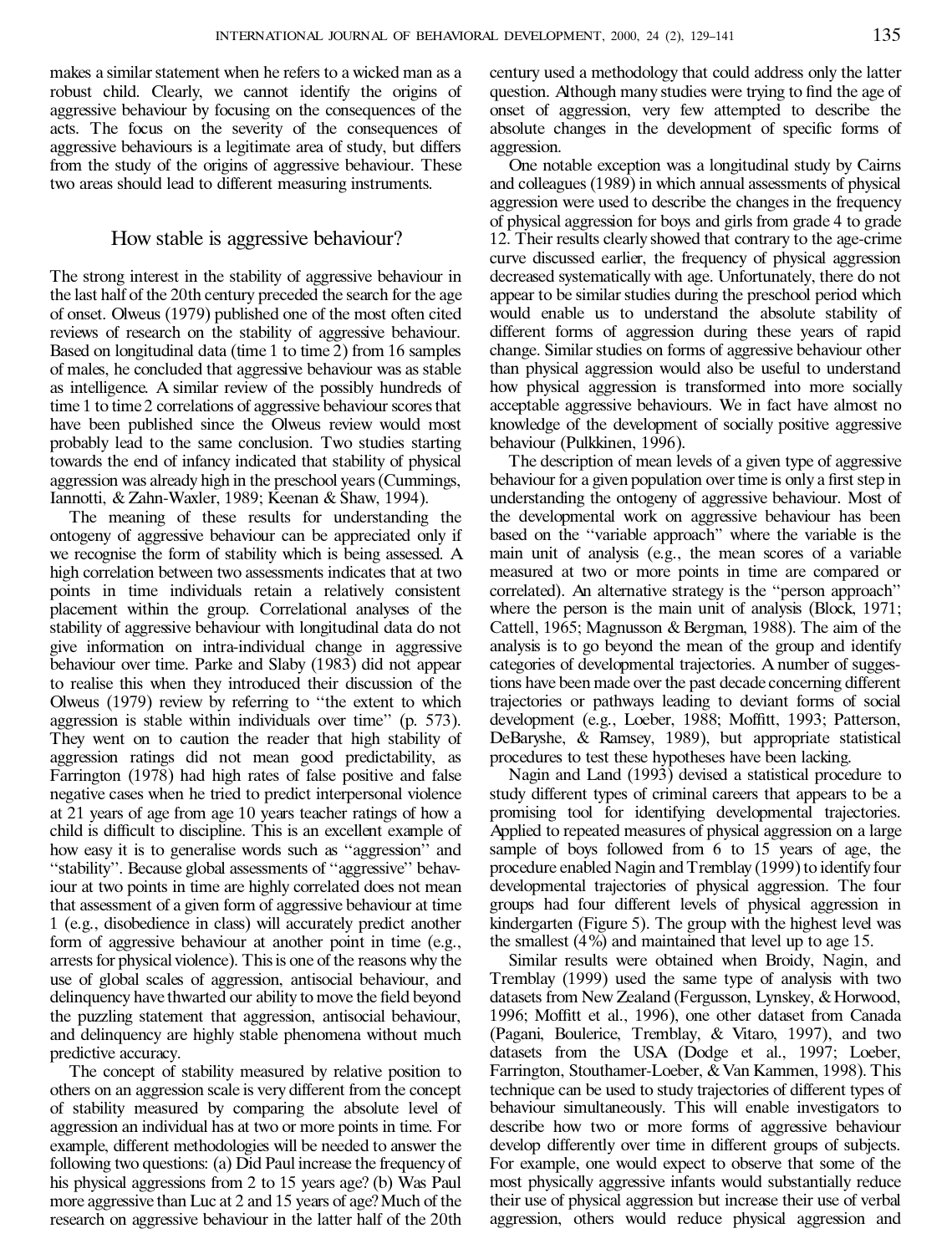makes a similar statement when he refers to a wicked man as a robust child. Clearly, we cannot identify the origins of aggressive behaviour by focusing on the consequences of the acts. The focus on the severity of the consequences of aggressive behaviours is a legitimate area of study, but differs from the study of the origins of aggressive behaviour. These two areas should lead to different measuring instruments.

## How stable is aggressive behaviour?

The strong interest in the stability of aggressive behaviour in the last half of the 20th century preceded the search for the age of onset. Olweus (1979) published one of the most often cited reviews of research on the stability of aggressive behaviour. Based on longitudinal data (time 1 to time 2) from 16 samples of males, he concluded that aggressive behaviour was as stable as intelligence. A similar review of the possibly hundreds of time 1 to time 2 correlations of aggressive behaviour scores that have been published since the Olweus review would most probably lead to the same conclusion. Two studies starting towards the end of infancy indicated that stability of physical aggression was already high in the preschool years (Cummings, Iannotti, & Zahn-Waxler, 1989; Keenan & Shaw, 1994).

The meaning of these results for understanding the ontogeny of aggressive behaviour can be appreciated only if we recognise the form of stability which is being assessed. A high correlation between two assessments indicates that at two points in time individuals retain a relatively consistent placement within the group. Correlational analyses of the stability of aggressive behaviour with longitudinal data do not give information on intra-individual change in aggressive behaviour over time. Parke and Slaby (1983) did not appear to realise this when they introduced their discussion of the Olweus (1979) review by referring to "the extent to which aggression is stable within individuals over time" (p. 573). They went on to caution the reader that high stability of aggression ratings did not mean good predictability, as Farrington (1978) had high rates of false positive and false negative cases when he tried to predict interpersonal violence at 21 years of age from age 10 years teacher ratings of how a child is difficult to discipline. This is an excellent example of how easy it is to generalise words such as "aggression" and "stability". Because global assessments of "aggressive" behaviour at two points in time are highly correlated does not mean that assessment of a given form of aggressive behaviour at time 1 (e.g., disobedience in class) will accurately predict another form of aggressive behaviour at another point in time (e.g., arrests for physical violence). This is one of the reasons why the use of global scales of aggression, antisocial behaviour, and delinquency have thwarted our ability to move the field beyond the puzzling statement that aggression, antisocial behaviour, and delinquency are highly stable phenomena without much predictive accuracy.

The concept of stability measured by relative position to others on an aggression scale is very different from the concept of stability measured by comparing the absolute level of aggression an individual has at two or more points in time. For example, different methodologies will be needed to answer the following two questions: (a) Did Paul increase the frequency of his physical aggressions from 2 to 15 years age? (b) Was Paul more aggressive than Luc at 2 and 15 years of age? Much of the research on aggressive behaviour in the latter half of the 20th century used a methodology that could address only the latter question. Although many studies were trying to find the age of onset of aggression, very few attempted to describe the absolute changes in the development of specific forms of aggression.

One notable exception was a longitudinal study by Cairns and colleagues (1989) in which annual assessments of physical aggression were used to describe the changes in the frequency of physical aggression for boys and girls from grade 4 to grade 12. Their results clearly showed that contrary to the age-crime curve discussed earlier, the frequency of physical aggression decreased systematically with age. Unfortunately, there do not appear to be similar studies during the preschool period which would enable us to understand the absolute stability of different forms of aggression during these years of rapid change. Similar studies on forms of aggressive behaviour other than physical aggression would also be useful to understand how physical aggression is transformed into more socially acceptable aggressive behaviours. We in fact have almost no knowledge of the development of socially positive aggressive behaviour (Pulkkinen, 1996).

The description of mean levels of a given type of aggressive behaviour for a given population over time is only a first step in understanding the ontogeny of aggressive behaviour. Most of the developmental work on aggressive behaviour has been based on the "variable approach" where the variable is the main unit of analysis (e.g., the mean scores of a variable measured at two or more points in time are compared or correlated). An alternative strategy is the "person approach" where the person is the main unit of analysis (Block, 1971; Cattell, 1965; Magnusson & Bergman, 1988). The aim of the analysis is to go beyond the mean of the group and identify categories of developmental trajectories. A number of suggestions have been made over the past decade concerning different trajectories or pathways leading to deviant forms of social development (e.g., Loeber, 1988; Moffitt, 1993; Patterson, DeBaryshe, & Ramsey, 1989), but appropriate statistical procedures to test these hypotheses have been lacking.

Nagin and Land (1993) devised a statistical procedure to study different types of criminal careers that appears to be a promising tool for identifying developmental trajectories. Applied to repeated measures of physical aggression on a large sample of boys followed from 6 to 15 years of age, the procedure enabled Nagin and Tremblay (1999) to identify four developmental trajectories of physical aggression. The four groups had four different levels of physical aggression in kindergarten (Figure 5). The group with the highest level was the smallest (4%) and maintained that level up to age 15.

Similar results were obtained when Broidy, Nagin, and Tremblay (1999) used the same type of analysis with two datasets from New Zealand (Fergusson, Lynskey, & Horwood, 1996; Moffitt et al., 1996), one other dataset from Canada (Pagani, Boulerice, Tremblay, & Vitaro, 1997), and two datasets from the USA (Dodge et al., 1997; Loeber, Farrington, Stouthamer-Loeber, & Van Kammen, 1998). This technique can be used to study trajectories of different types of behaviour simultaneously. This will enable investigators to describe how two or more forms of aggressive behaviour develop differently over time in different groups of subjects. For example, one would expect to observe that some of the most physically aggressive infants would substantially reduce their use of physical aggression but increase their use of verbal aggression, others would reduce physical aggression and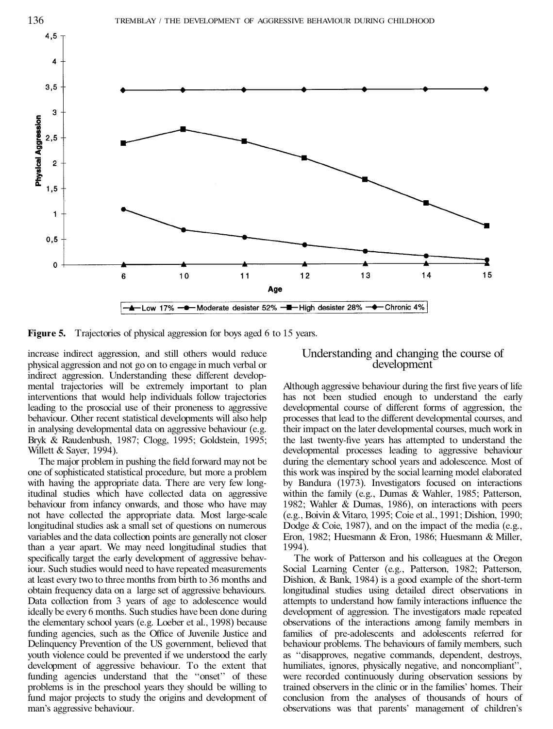**Figure 5.** Trajectories of physical aggression for boys aged 6 to 15 years.

increase indirect aggression, and still others would reduce physical aggression and not go on to engage in much verbal or indirect aggression. Understanding these different developmental trajectories will be extremely important to plan interventions that would help individuals follow trajectories leading to the prosocial use of their proneness to aggressive behaviour. Other recent statistical developments will also help in analysing developmental data on aggressive behaviour (e.g. Bryk & Raudenbush, 1987; Clogg, 1995; Goldstein, 1995; Willett & Sayer, 1994).

The major problem in pushing the field forward may not be one of sophisticated statistical procedure, but more a problem with having the appropriate data. There are very few longitudinal studies which have collected data on aggressive behaviour from infancy onwards, and those who have may not have collected the appropriate data. Most large-scale longitudinal studies ask a small set of questions on numerous variables and the data collection points are generally not closer than a year apart. We may need longitudinal studies that specifically target the early development of aggressive behaviour. Such studies would need to have repeated measurements at least every two to three months from birth to 36 months and obtain frequency data on a large set of aggressive behaviours. Data collection from 3 years of age to adolescence would ideally be every 6 months. Such studies have been done during the elementary school years (e.g. Loeber et al., 1998) because funding agencies, such as the Office of Juvenile Justice and Delinquency Prevention of the US government, believed that youth violence could be prevented if we understood the early development of aggressive behaviour. To the extent that funding agencies understand that the "onset" of these problems is in the preschool years they should be willing to fund major projects to study the origins and development of man's aggressive behaviour.

## Understanding and changing the course of development

Although aggressive behaviour during the first five years of life has not been studied enough to understand the early developmental course of different forms of aggression, the processes that lead to the different developmental courses, and their impact on the later developmental courses, much work in the last twenty-five years has attempted to understand the developmental processes leading to aggressive behaviour during the elementary school years and adolescence. Most of this work was inspired by the social learning model elaborated by Bandura (1973). Investigators focused on interactions within the family (e.g., Dumas & Wahler, 1985; Patterson, 1982; Wahler & Dumas, 1986), on interactions with peers (e.g., Boivin & Vitaro, 1995; Coie et al., 1991; Dishion, 1990; Dodge & Coie, 1987), and on the impact of the media (e.g., Eron, 1982; Huesmann & Eron, 1986; Huesmann & Miller, 1994).

The work of Patterson and his colleagues at the Oregon Social Learning Center (e.g., Patterson, 1982; Patterson, Dishion, & Bank, 1984) is a good example of the short-term longitudinal studies using detailed direct observations in attempts to understand how family interactions influence the development of aggression. The investigators made repeated observations of the interactions among family members in families of pre-adolescents and adolescents referred for behaviour problems. The behaviours of family members, such as "disapproves, negative commands, dependent, destroys, humiliates, ignores, physically negative, and noncompliant", were recorded continuously during observation sessions by trained observers in the clinic or in the families' homes. Their conclusion from the analyses of thousands of hours of observations was that parents' management of children's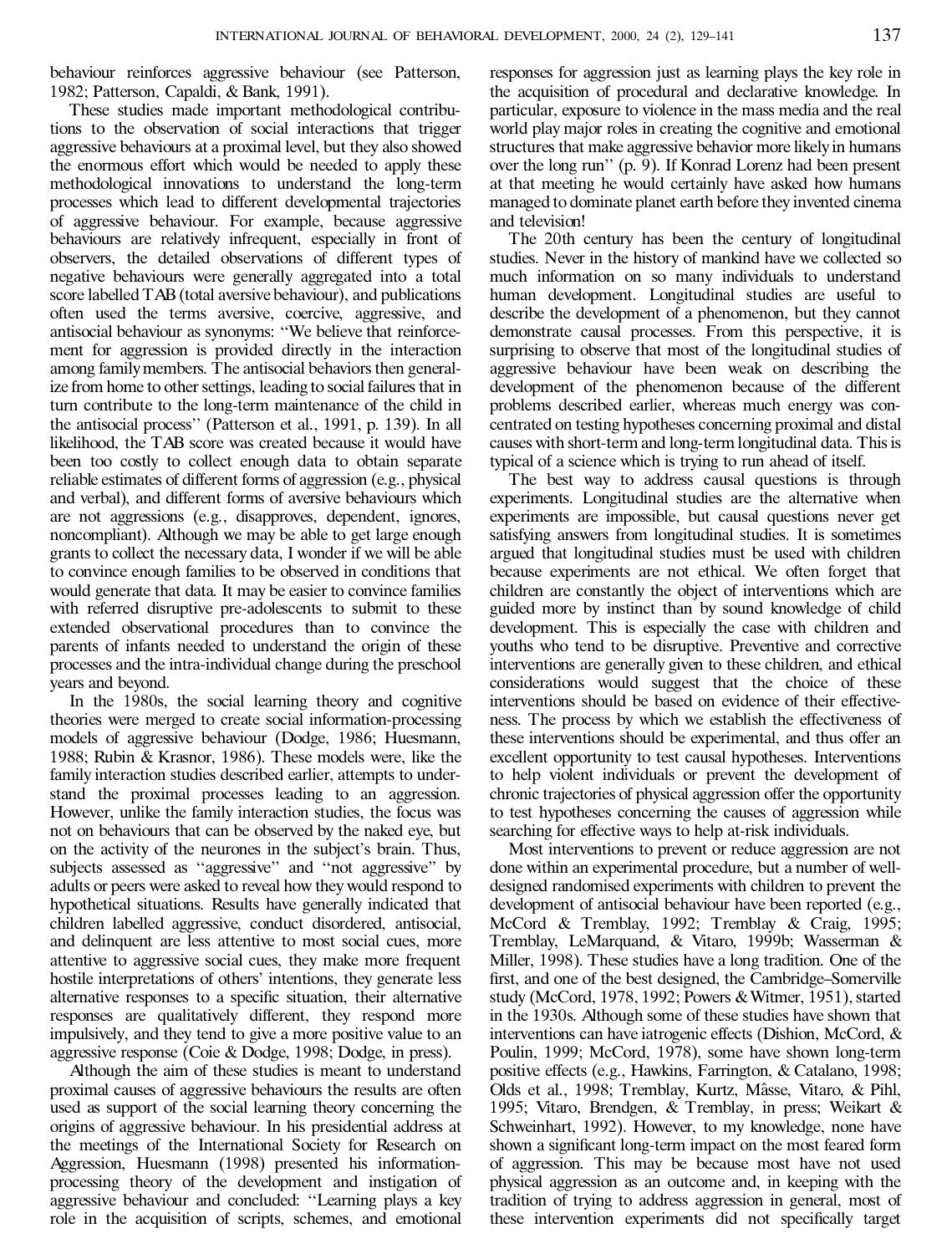behaviour reinforces aggressive behaviour (see Patterson, 1982; Patterson, Capaldi, & Bank, 1991).

These studies made important methodological contributions to the observation of social interactions that trigger aggressive behaviours at a proximal level, but they also showed the enormous effort which would be needed to apply these methodological innovations to understand the long-term processes which lead to different developmental trajectories of aggressive behaviour. For example, because aggressive behaviours are relatively infrequent, especially in front of observers, the detailed observations of different types of negative behaviours were generally aggregated into a total score labelled TAB (total aversive behaviour), and publications often used the terms aversive, coercive, aggressive, and antisocial behaviour as synonyms: "We believe that reinforcement for aggression is provided directly in the interaction among family members. The antisocial behaviors then generalize from home to other settings, leading to social failures that in turn contribute to the long-term maintenance of the child in the antisocial process" (Patterson et al., 1991, p. 139). In all likelihood, the TAB score was created because it would have been too costly to collect enough data to obtain separate reliable estimates of different forms of aggression (e.g., physical and verbal), and different forms of aversive behaviours which are not aggressions (e.g., disapproves, dependent, ignores, noncompliant). Although we may be able to get large enough grants to collect the necessary data, I wonder if we will be able to convince enough families to be observed in conditions that would generate that data. It may be easier to convince families with referred disruptive pre-adolescents to submit to these extended observational procedures than to convince the parents of infants needed to understand the origin of these processes and the intra-individual change during the preschool years and beyond.

In the 1980s, the social learning theory and cognitive theories were merged to create social information-processing models of aggressive behaviour (Dodge, 1986; Huesmann, 1988; Rubin & Krasnor, 1986). These models were, like the family interaction studies described earlier, attempts to understand the proximal processes leading to an aggression. However, unlike the family interaction studies, the focus was not on behaviours that can be observed by the naked eye, but on the activity of the neurones in the subject's brain. Thus, subjects assessed as "aggressive" and "not aggressive" by adults or peers were asked to reveal how they would respond to hypothetical situations. Results have generally indicated that children labelled aggressive, conduct disordered, antisocial, and delinquent are less attentive to most social cues, more attentive to aggressive social cues, they make more frequent hostile interpretations of others' intentions, they generate less alternative responses to a specific situation, their alternative responses are qualitatively different, they respond more impulsively, and they tend to give a more positive value to an aggressive response (Coie & Dodge, 1998; Dodge, in press).

Although the aim of these studies is meant to understand proximal causes of aggressive behaviours the results are often used as support of the social learning theory concerning the origins of aggressive behaviour. In his presidential address at the meetings of the International Society for Research on Aggression, Huesmann (1998) presented his information-processing theory of the development and instigation of aggressive behaviour and concluded: "Learning plays a key role in the acquisition of scripts, schemes, and emotional responses for aggression just as learning plays the key role in the acquisition of procedural and declarative knowledge. In particular, exposure to violence in the mass media and the real world play major roles in creating the cognitive and emotional structures that make aggressive behavior more likely in humans over the long run" (p. 9). If Konrad Lorenz had been present at that meeting he would certainly have asked how humans managed to dominate planet earth before they invented cinema and television!

The 20th century has been the century of longitudinal studies. Never in the history of mankind have we collected so much information on so many individuals to understand human development. Longitudinal studies are useful to describe the development of a phenomenon, but they cannot demonstrate causal processes. From this perspective, it is surprising to observe that most of the longitudinal studies of aggressive behaviour have been weak on describing the development of the phenomenon because of the different problems described earlier, whereas much energy was concentrated on testing hypotheses concerning proximal and distal causes with short-term and long-term longitudinal data. This is typical of a science which is trying to run ahead of itself.

The best way to address causal questions is through experiments. Longitudinal studies are the alternative when experiments are impossible, but causal questions never get satisfying answers from longitudinal studies. It is sometimes argued that longitudinal studies must be used with children because experiments are not ethical. We often forget that children are constantly the object of interventions which are guided more by instinct than by sound knowledge of child development. This is especially the case with children and youths who tend to be disruptive. Preventive and corrective interventions are generally given to these children, and ethical considerations would suggest that the choice of these interventions should be based on evidence of their effectiveness. The process by which we establish the effectiveness of these interventions should be experimental, and thus offer an excellent opportunity to test causal hypotheses. Interventions to help violent individuals or prevent the development of chronic trajectories of physical aggression offer the opportunity to test hypotheses concerning the causes of aggression while searching for effective ways to help at-risk individuals.

Most interventions to prevent or reduce aggression are not done within an experimental procedure, but a number of well-designed randomised experiments with children to prevent the development of antisocial behaviour have been reported (e.g., McCord & Tremblay, 1992; Tremblay & Craig, 1995; Tremblay, LeMarquand, & Vitaro, 1999b; Wasserman & Miller, 1998). These studies have a long tradition. One of the first, and one of the best designed, the Cambridge–Somerville study (McCord, 1978, 1992; Powers & Witmer, 1951), started in the 1930s. Although some of these studies have shown that interventions can have iatrogenic effects (Dishion, McCord, & Poulin, 1999; McCord, 1978), some have shown long-term positive effects (e.g., Hawkins, Farrington, & Catalano, 1998; Olds et al., 1998; Tremblay, Kurtz, Mâsse, Vitaro, & Pihl, 1995; Vitaro, Brendgen, & Tremblay, in press; Weikart & Schweinhart, 1992). However, to my knowledge, none have shown a significant long-term impact on the most feared form of aggression. This may be because most have not used physical aggression as an outcome and, in keeping with the tradition of trying to address aggression in general, most of these intervention experiments did not specifically target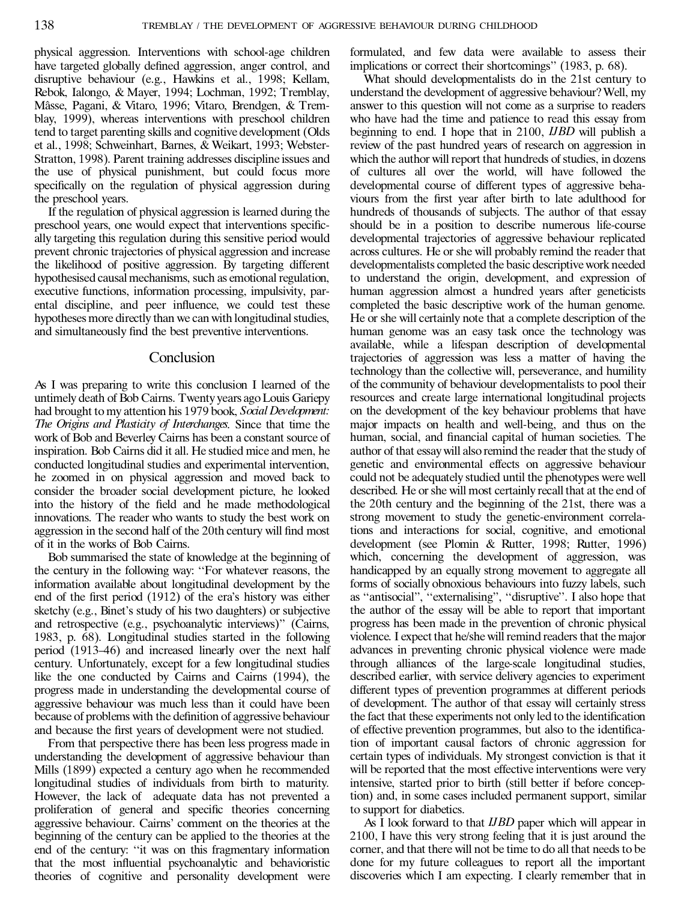physical aggression. Interventions with school-age children have targeted globally defined aggression, anger control, and disruptive behaviour (e.g., Hawkins et al., 1998; Kellam, Rebok, Ialongo, & Mayer, 1994; Lochman, 1992; Tremblay, Mâsse, Pagani, & Vitaro, 1996; Vitaro, Brendgen, & Tremblay, 1999), whereas interventions with preschool children tend to target parenting skills and cognitive development (Olds et al., 1998; Schweinhart, Barnes, & Weikart, 1993; Webster-Stratton, 1998). Parent training addresses discipline issues and the use of physical punishment, but could focus more specifically on the regulation of physical aggression during the preschool years.

If the regulation of physical aggression is learned during the preschool years, one would expect that interventions specifically targeting this regulation during this sensitive period would prevent chronic trajectories of physical aggression and increase the likelihood of positive aggression. By targeting different hypothesised causal mechanisms, such as emotional regulation, executive functions, information processing, impulsivity, parental discipline, and peer influence, we could test these hypotheses more directly than we can with longitudinal studies, and simultaneously find the best preventive interventions.

## Conclusion

As I was preparing to write this conclusion I learned of the untimely death of Bob Cairns. Twenty years ago Louis Gariepy had brought to my attention his 1979 book, *Social Development: The Origins and Plasticity of Interchanges*. Since that time the work of Bob and Beverley Cairns has been a constant source of inspiration. Bob Cairns did it all. He studied mice and men, he conducted longitudinal studies and experimental intervention, he zoomed in on physical aggression and moved back to consider the broader social development picture, he looked into the history of the field and he made methodological innovations. The reader who wants to study the best work on aggression in the second half of the 20th century will find most of it in the works of Bob Cairns.

Bob summarised the state of knowledge at the beginning of the century in the following way: "For whatever reasons, the information available about longitudinal development by the end of the first period (1912) of the era's history was either sketchy (e.g., Binet's study of his two daughters) or subjective and retrospective (e.g., psychoanalytic interviews)" (Cairns, 1983, p. 68). Longitudinal studies started in the following period (1913–46) and increased linearly over the next half century. Unfortunately, except for a few longitudinal studies like the one conducted by Cairns and Cairns (1994), the progress made in understanding the developmental course of aggressive behaviour was much less than it could have been because of problems with the definition of aggressive behaviour and because the first years of development were not studied.

From that perspective there has been less progress made in understanding the development of aggressive behaviour than Mills (1899) expected a century ago when he recommended longitudinal studies of individuals from birth to maturity. However, the lack of adequate data has not prevented a proliferation of general and specific theories concerning aggressive behaviour. Cairns' comment on the theories at the beginning of the century can be applied to the theories at the end of the century: "it was on this fragmentary information that the most influential psychoanalytic and behavioristic theories of cognitive and personality development were formulated, and few data were available to assess their implications or correct their shortcomings" (1983, p. 68).

What should developmentalists do in the 21st century to understand the development of aggressive behaviour? Well, my answer to this question will not come as a surprise to readers who have had the time and patience to read this essay from beginning to end. I hope that in 2100, *IJBD* will publish a review of the past hundred years of research on aggression in which the author will report that hundreds of studies, in dozens of cultures all over the world, will have followed the developmental course of different types of aggressive behaviours from the first year after birth to late adulthood for hundreds of thousands of subjects. The author of that essay should be in a position to describe numerous life-course developmental trajectories of aggressive behaviour replicated across cultures. He or she will probably remind the reader that developmentalists completed the basic descriptive work needed to understand the origin, development, and expression of human aggression almost a hundred years after geneticists completed the basic descriptive work of the human genome. He or she will certainly note that a complete description of the human genome was an easy task once the technology was available, while a lifespan description of developmental trajectories of aggression was less a matter of having the technology than the collective will, perseverance, and humility of the community of behaviour developmentalists to pool their resources and create large international longitudinal projects on the development of the key behaviour problems that have major impacts on health and well-being, and thus on the human, social, and financial capital of human societies. The author of that essay will also remind the reader that the study of genetic and environmental effects on aggressive behaviour could not be adequately studied until the phenotypes were well described. He or she will most certainly recall that at the end of the 20th century and the beginning of the 21st, there was a strong movement to study the genetic-environment correlations and interactions for social, cognitive, and emotional development (see Plomin & Rutter, 1998; Rutter, 1996) which, concerning the development of aggression, was handicapped by an equally strong movement to aggregate all forms of socially obnoxious behaviours into fuzzy labels, such as "antisocial", "externalising", "disruptive". I also hope that the author of the essay will be able to report that important progress has been made in the prevention of chronic physical violence. I expect that he/she will remind readers that the major advances in preventing chronic physical violence were made through alliances of the large-scale longitudinal studies, described earlier, with service delivery agencies to experiment different types of prevention programmes at different periods of development. The author of that essay will certainly stress the fact that these experiments not only led to the identification of effective prevention programmes, but also to the identification of important causal factors of chronic aggression for certain types of individuals. My strongest conviction is that it will be reported that the most effective interventions were very intensive, started prior to birth (still better if before conception) and, in some cases included permanent support, similar to support for diabetics.

As I look forward to that *IJBD* paper which will appear in 2100, I have this very strong feeling that it is just around the corner, and that there will not be time to do all that needs to be done for my future colleagues to report all the important discoveries which I am expecting. I clearly remember that in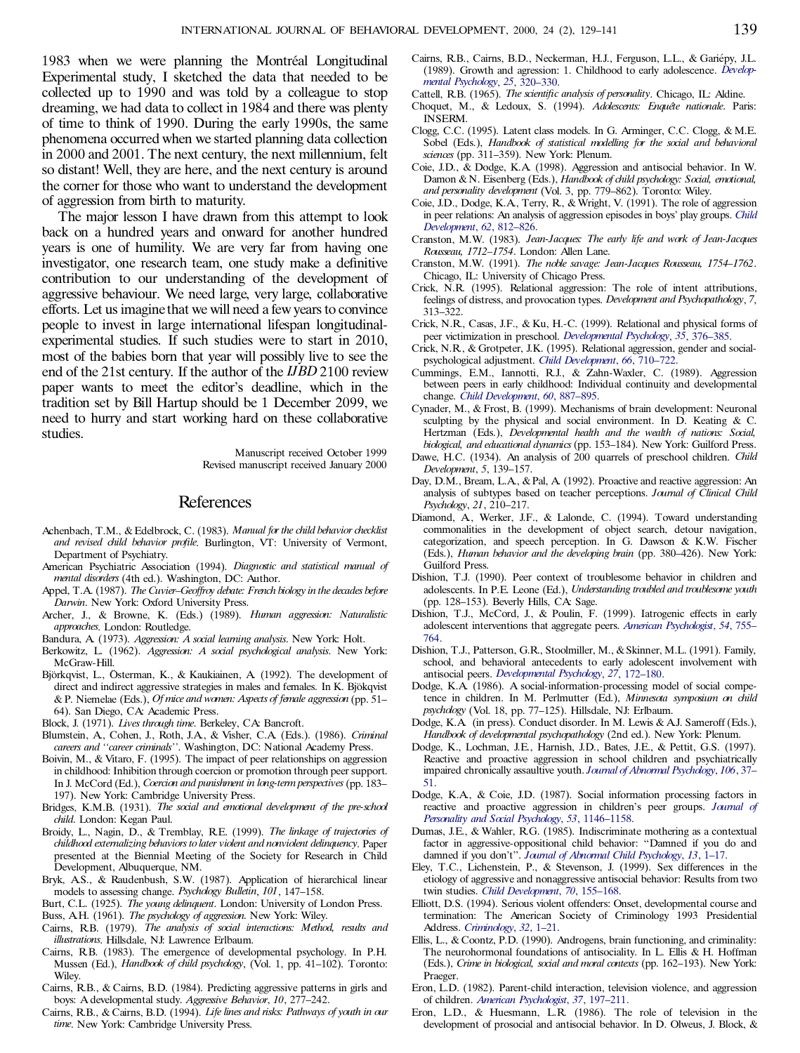1983 when we were planning the Montréal Longitudinal Experimental study, I sketched the data that needed to be collected up to 1990 and was told by a colleague to stop dreaming, we had data to collect in 1984 and there was plenty of time to think of 1990. During the early 1990s, the same phenomena occurred when we started planning data collection in 2000 and 2001. The next century, the next millennium, felt so distant! Well, they are here, and the next century is around the corner for those who want to understand the development of aggression from birth to maturity.

The major lesson I have drawn from this attempt to look back on a hundred years and onward for another hundred years is one of humility. We are very far from having one investigator, one research team, one study make a definitive contribution to our understanding of the development of aggressive behaviour. We need large, very large, collaborative efforts. Let us imagine that we will need a few years to convince people to invest in large international lifespan longitudinal-experimental studies. If such studies were to start in 2010, most of the babies born that year will possibly live to see the end of the 21st century. If the author of the *IJBD* 2100 review paper wants to meet the editor's deadline, which in the tradition set by Bill Hartup should be 1 December 2099, we need to hurry and start working hard on these collaborative studies.

Manuscript received October 1999
Revised manuscript received January 2000

## References

Achenbach, T.M., & Edelbrock, C. (1983). *Manual for the child behavior checklist and revised child behavior profile*. Burlington, VT: University of Vermont, Department of Psychiatry.

American Psychiatric Association (1994). *Diagnostic and statistical manual of mental disorders* (4th ed.). Washington, DC: Author.

Appel, T.A. (1987). *The Cuvier–Geoffroy debate: French biology in the decades before Darwin*. New York: Oxford University Press.

Archer, J., & Browne, K. (Eds.) (1989). *Human aggression: Naturalistic approaches*. London: Routledge.

Bandura, A. (1973). *Aggression: A social learning analysis*. New York: Holt.

Berkowitz, L. (1962). *Aggression: A social psychological analysis*. New York: McGraw-Hill.

Björkqvist, L., Österman, K., & Kaukiainen, A. (1992). The development of direct and indirect aggressive strategies in males and females. In K. Bjökqvist & P. Niemelae (Eds.), *Of mice and women: Aspects of female aggression* (pp. 51–64). San Diego, CA: Academic Press.

Block, J. (1971). *Lives through time*. Berkeley, CA: Bancroft.

Blumstein, A., Cohen, J., Roth, J.A., & Visher, C.A. (Eds.). (1986). *Criminal careers and "career criminals"*. Washington, DC: National Academy Press.

Boivin, M., & Vitaro, F. (1995). The impact of peer relationships on aggression in childhood: Inhibition through coercion or promotion through peer support. In J. McCord (Ed.), *Coercion and punishment in long-term perspectives* (pp. 183–197). New York: Cambridge University Press.

Bridges, K.M.B. (1931). *The social and emotional development of the pre-school child*. London: Kegan Paul.

Broidy, L., Nagin, D., & Tremblay, R.E. (1999). *The linkage of trajectories of childhood externalizing behaviors to later violent and nonviolent delinquency*. Paper presented at the Biennial Meeting of the Society for Research in Child Development, Albuquerque, NM.

Bryk, A.S., & Raudenbush, S.W. (1987). Application of hierarchical linear models to assessing change. *Psychology Bulletin*, *101*, 147–158.

Burt, C.L. (1925). *The young delinquent*. London: University of London Press.

Buss, A.H. (1961). *The psychology of aggression*. New York: Wiley.

Cairns, R.B. (1979). *The analysis of social interactions: Method, results and illustrations*. Hillsdale, NJ: Lawrence Erlbaum.

Cairns, R.B. (1983). The emergence of developmental psychology. In P.H. Mussen (Ed.), *Handbook of child psychology*, (Vol. 1, pp. 41–102). Toronto: Wiley.

Cairns, R.B., & Cairns, B.D. (1984). Predicting aggressive patterns in girls and boys: A developmental study. *Aggressive Behavior*, *10*, 277–242.

Cairns, R.B., & Cairns, B.D. (1994). *Life lines and risks: Pathways of youth in our time*. New York: Cambridge University Press.

Cairns, R.B., Cairns, B.D., Neckerman, H.J., Ferguson, L.L., & Gariépy, J.L. (1989). Growth and agression: 1. Childhood to early adolescence. *Developmental Psychology*, *25*, 320–330.

Cattell, R.B. (1965). *The scientific analysis of personality*. Chicago, IL: Aldine.

Choquet, M., & Ledoux, S. (1994). *Adolescents: Enquête nationale*. Paris: INSERM.

Clogg, C.C. (1995). Latent class models. In G. Arminger, C.C. Clogg, & M.E. Sobel (Eds.), *Handbook of statistical modelling for the social and behavioral sciences* (pp. 311–359). New York: Plenum.

Coie, J.D., & Dodge, K.A. (1998). Aggression and antisocial behavior. In W. Damon & N. Eisenberg (Eds.), *Handbook of child psychology: Social, emotional, and personality development* (Vol. 3, pp. 779–862). Toronto: Wiley.

Coie, J.D., Dodge, K.A., Terry, R., & Wright, V. (1991). The role of aggression in peer relations: An analysis of aggression episodes in boys' play groups. *Child Development*, *62*, 812–826.

Cranston, M.W. (1983). *Jean-Jacques: The early life and work of Jean-Jacques Rousseau, 1712–1754*. London: Allen Lane.

Cranston, M.W. (1991). *The noble savage: Jean-Jacques Rousseau, 1754–1762*. Chicago, IL: University of Chicago Press.

Crick, N.R. (1995). Relational aggression: The role of intent attributions, feelings of distress, and provocation types. *Development and Psychopathology*, *7*, 313–322.

Crick, N.R., Casas, J.F., & Ku, H.-C. (1999). Relational and physical forms of peer victimization in preschool. *Developmental Psychology*, *35*, 376–385.

Crick, N.R., & Grotpeter, J.K. (1995). Relational aggression, gender and social-psychological adjustment. *Child Development*, *66*, 710–722.

Cummings, E.M., Iannotti, R.J., & Zahn-Waxler, C. (1989). Aggression between peers in early childhood: Individual continuity and developmental change. *Child Development*, *60*, 887–895.

Cynader, M., & Frost, B. (1999). Mechanisms of brain development: Neuronal sculpting by the physical and social environment. In D. Keating & C. Hertzman (Eds.), *Developmental health and the wealth of nations: Social, biological, and educational dynamics* (pp. 153–184). New York: Guilford Press.

Dawe, H.C. (1934). An analysis of 200 quarrels of preschool children. *Child Development*, *5*, 139–157.

Day, D.M., Bream, L.A., & Pal, A. (1992). Proactive and reactive aggression: An analysis of subtypes based on teacher perceptions. *Journal of Clinical Child Psychology*, *21*, 210–217.

Diamond, A., Werker, J.F., & Lalonde, C. (1994). Toward understanding commonalities in the development of object search, detour navigation, categorization, and speech perception. In G. Dawson & K.W. Fischer (Eds.), *Human behavior and the developing brain* (pp. 380–426). New York: Guilford Press.

Dishion, T.J. (1990). Peer context of troublesome behavior in children and adolescents. In P.E. Leone (Ed.), *Understanding troubled and troublesome youth* (pp. 128–153). Beverly Hills, CA: Sage.

Dishion, T.J., McCord, J., & Poulin, F. (1999). Iatrogenic effects in early adolescent interventions that aggregate peers. *American Psychologist*, *54*, 755–764.

Dishion, T.J., Patterson, G.R., Stoolmiller, M., & Skinner, M.L. (1991). Family, school, and behavioral antecedents to early adolescent involvement with antisocial peers. *Developmental Psychology*, *27*, 172–180.

Dodge, K.A. (1986). A social-information-processing model of social competence in children. In M. Perlmutter (Ed.), *Minnesota symposium on child psychology* (Vol. 18, pp. 77–125). Hillsdale, NJ: Erlbaum.

Dodge, K.A. (in press). Conduct disorder. In M. Lewis & A.J. Sameroff (Eds.), *Handbook of developmental psychopathology* (2nd ed.). New York: Plenum.

Dodge, K., Lochman, J.E., Harnish, J.D., Bates, J.E., & Pettit, G.S. (1997). Reactive and proactive aggression in school children and psychiatrically impaired chronically assaultive youth. *Journal of Abnormal Psychology*, *106*, 37–51.

Dodge, K.A., & Coie, J.D. (1987). Social information processing factors in reactive and proactive aggression in children's peer groups. *Journal of Personality and Social Psychology*, *53*, 1146–1158.

Dumas, J.E., & Wahler, R.G. (1985). Indiscriminate mothering as a contextual factor in aggressive-oppositional child behavior: "Damned if you do and damned if you don't". *Journal of Abnormal Child Psychology*, *13*, 1–17.

Eley, T.C., Lichenstein, P., & Stevenson, J. (1999). Sex differences in the etiology of aggressive and nonaggressive antisocial behavior: Results from two twin studies. *Child Development*, *70*, 155–168.

Elliott, D.S. (1994). Serious violent offenders: Onset, developmental course and termination: The American Society of Criminology 1993 Presidential Address. *Criminology*, *32*, 1–21.

Ellis, L., & Coontz, P.D. (1990). Androgens, brain functioning, and criminality: The neurohormonal foundations of antisociality. In L. Ellis & H. Hoffman (Eds.), *Crime in biological, social and moral contexts* (pp. 162–193). New York: Praeger.

Eron, L.D. (1982). Parent-child interaction, television violence, and aggression of children. *American Psychologist*, *37*, 197–211.

Eron, L.D., & Huesmann, L.R. (1986). The role of television in the development of prosocial and antisocial behavior. In D. Olweus, J. Block, &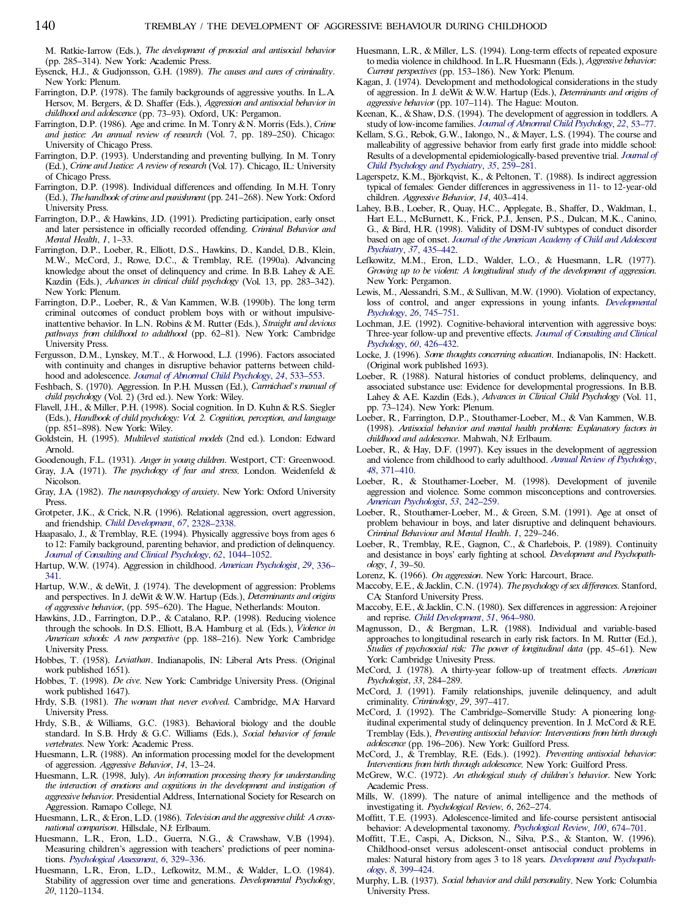M. Ratkie-Iarrow (Eds.), *The development of prosocial and antisocial behavior* (pp. 285–314). New York: Academic Press.

Eysenck, H.J., & Gudjonsson, G.H. (1989). *The causes and cures of criminality*. New York: Plenum.

Farrington, D.P. (1978). The family backgrounds of aggressive youths. In L.A. Hersov, M. Bergers, & D. Shaffer (Eds.), *Aggression and antisocial behavior in childhood and adolescence* (pp. 73–93). Oxford, UK: Pergamon.

Farrington, D.P. (1986). Age and crime. In M. Tonry & N. Morris (Eds.), *Crime and justice: An annual review of research* (Vol. 7, pp. 189–250). Chicago: University of Chicago Press.

Farrington, D.P. (1993). Understanding and preventing bullying. In M. Tonry (Ed.), *Crime and Justice: A review of research* (Vol. 17). Chicago, IL: University of Chicago Press.

Farrington, D.P. (1998). Individual differences and offending. In M.H. Tonry (Ed.), *The handbook of crime and punishment* (pp. 241–268). New York: Oxford University Press.

Farrington, D.P., & Hawkins, J.D. (1991). Predicting participation, early onset and later persistence in officially recorded offending. *Criminal Behavior and Mental Health*, *1*, 1–33.

Farrington, D.P., Loeber, R., Elliott, D.S., Hawkins, D., Kandel, D.B., Klein, M.W., McCord, J., Rowe, D.C., & Tremblay, R.E. (1990a). Advancing knowledge about the onset of delinquency and crime. In B.B. Lahey & A.E. Kazdin (Eds.), *Advances in clinical child psychology* (Vol. 13, pp. 283–342). New York: Plenum.

Farrington, D.P., Loeber, R., & Van Kammen, W.B. (1990b). The long term criminal outcomes of conduct problem boys with or without impulsive-inattentive behavior. In L.N. Robins & M. Rutter (Eds.), *Straight and devious pathways from childhood to adulthood* (pp. 62–81). New York: Cambridge University Press.

Fergusson, D.M., Lynskey, M.T., & Horwood, L.J. (1996). Factors associated with continuity and changes in disruptive behavior patterns between childhood and adolescence. *Journal of Abnormal Child Psychology*, *24*, 533–553.

Feshbach, S. (1970). Aggression. In P.H. Mussen (Ed.), *Carmichael's manual of child psychology* (Vol. 2) (3rd ed.). New York: Wiley.

Flavell, J.H., & Miller, P.H. (1998). Social cognition. In D. Kuhn & R.S. Siegler (Eds.), *Handbook of child psychology: Vol. 2. Cognition, perception, and language* (pp. 851–898). New York: Wiley.

Goldstein, H. (1995). *Multilevel statistical models* (2nd ed.). London: Edward Arnold.

Goodenough, F.L. (1931). *Anger in young children*. Westport, CT: Greenwood.

Gray, J.A. (1971). *The psychology of fear and stress*. London. Weidenfeld & Nicolson.

Gray, J.A. (1982). *The neuropsychology of anxiety*. New York: Oxford University Press.

Grotpeter, J.K., & Crick, N.R. (1996). Relational aggression, overt aggression, and friendship. *Child Development*, *67*, 2328–2338.

Haapasalo, J., & Tremblay, R.E. (1994). Physically aggressive boys from ages 6 to 12: Family background, parenting behavior, and prediction of delinquency. *Journal of Consulting and Clinical Psychology*, *62*, 1044–1052.

Hartup, W.W. (1974). Aggression in childhood. *American Psychologist*, *29*, 336–341.

Hartup, W.W., & deWit, J. (1974). The development of aggression: Problems and perspectives. In J. deWit & W.W. Hartup (Eds.), *Determinants and origins of aggressive behavior*, (pp. 595–620). The Hague, Netherlands: Mouton.

Hawkins, J.D., Farrington, D.P., & Catalano, R.P. (1998). Reducing violence through the schools. In D.S. Elliott, B.A. Hamburg et al. (Eds.), *Violence in American schools: A new perspective* (pp. 188–216). New York: Cambridge University Press.

Hobbes, T. (1958). *Leviathan*. Indianapolis, IN: Liberal Arts Press. (Original work published 1651).

Hobbes, T. (1998). *De cive*. New York: Cambridge University Press. (Original work published 1647).

Hrdy, S.B. (1981). *The woman that never evolved*. Cambridge, MA: Harvard University Press.

Hrdy, S.B., & Williams, G.C. (1983). Behavioral biology and the double standard. In S.B. Hrdy & G.C. Williams (Eds.), *Social behavior of female vertebrates*. New York: Academic Press.

Huesmann, L.R. (1988). An information processing model for the development of aggression. *Aggressive Behavior*, *14*, 13–24.

Huesmann, L.R. (1998, July). *An information processing theory for understanding the interaction of emotions and cognitions in the development and instigation of aggressive behavior*. Presidential Address, International Society for Research on Aggression. Ramapo College, NJ.

Huesmann, L.R., & Eron, L.D. (1986). *Television and the aggressive child: A cross-national comparison*. Hillsdale, NJ: Erlbaum.

Huesmann, L.R., Eron, L.D., Guerra, N.G., & Crawshaw, V.B (1994). Measuring children's aggression with teachers' predictions of peer nominations. *Psychological Assessment*, *6*, 329–336.

Huesmann, L.R., Eron, L.D., Lefkowitz, M.M., & Walder, L.O. (1984). Stability of aggression over time and generations. *Developmental Psychology*, *20*, 1120–1134.

Huesmann, L.R., & Miller, L.S. (1994). Long-term effects of repeated exposure to media violence in childhood. In L.R. Huesmann (Eds.), *Aggressive behavior: Current perspectives* (pp. 153–186). New York: Plenum.

Kagan, J. (1974). Development and methodological considerations in the study of aggression. In J. deWit & W.W. Hartup (Eds.), *Determinants and origins of aggressive behavior* (pp. 107–114). The Hague: Mouton.

Keenan, K., & Shaw, D.S. (1994). The development of aggression in toddlers. A study of low-income families. *Journal of Abnormal Child Psychology*, *22*, 53–77.

Kellam, S.G., Rebok, G.W., Ialongo, N., & Mayer, L.S. (1994). The course and malleability of aggressive behavior from early first grade into middle school: Results of a developmental epidemiologically-based preventive trial. *Journal of Child Psychology and Psychiatry*, *35*, 259–281.

Lagerspetz, K.M., Björkqvist, K., & Peltonen, T. (1988). Is indirect aggression typical of females: Gender differences in aggressiveness in 11- to 12-year-old children. *Aggressive Behavior*, *14*, 403–414.

Lahey, B.B., Loeber, R., Quay, H.C., Applegate, B., Shaffer, D., Waldman, I., Hart E.L., McBurnett, K., Frick, P.J., Jensen, P.S., Dulcan, M.K., Canino, G., & Bird, H.R. (1998). Validity of DSM-IV subtypes of conduct disorder based on age of onset. *Journal of the American Academy of Child and Adolescent Psychiatry*, *37*, 435–442.

Lefkowitz, M.M., Eron, L.D., Walder, L.O., & Huesmann, L.R. (1977). *Growing up to be violent: A longitudinal study of the development of aggression*. New York: Pergamon.

Lewis, M., Alessandri, S.M., & Sullivan, M.W. (1990). Violation of expectancy, loss of control, and anger expressions in young infants. *Developmental Psychology*, *26*, 745–751.

Lochman, J.E. (1992). Cognitive-behavioral intervention with aggressive boys: Three-year follow-up and preventive effects. *Journal of Consulting and Clinical Psychology*, *60*, 426–432.

Locke, J. (1996). *Some thoughts concerning education*. Indianapolis, IN: Hackett. (Original work published 1693).

Loeber, R. (1988). Natural histories of conduct problems, delinquency, and associated substance use: Evidence for developmental progressions. In B.B. Lahey & A.E. Kazdin (Eds.), *Advances in Clinical Child Psychology* (Vol. 11, pp. 73–124). New York: Plenum.

Loeber, R., Farrington, D.P., Stouthamer-Loeber, M., & Van Kammen, W.B. (1998). *Antisocial behavior and mental health problems: Explanatory factors in childhood and adolescence*. Mahwah, NJ: Erlbaum.

Loeber, R., & Hay, D.F. (1997). Key issues in the development of aggression and violence from childhood to early adulthood. *Annual Review of Psychology*, *48*, 371–410.

Loeber, R., & Stouthamer-Loeber, M. (1998). Development of juvenile aggression and violence. Some common misconceptions and controversies. *American Psychologist*, *53*, 242–259.

Loeber, R., Stouthamer-Loeber, M., & Green, S.M. (1991). Age at onset of problem behaviour in boys, and later disruptive and delinquent behaviours. *Criminal Behaviour and Mental Health*. *1*, 229–246.

Loeber, R., Tremblay, R.E., Gagnon, C., & Charlebois, P. (1989). Continuity and desistance in boys' early fighting at school. *Development and Psychopathology*, *1*, 39–50.

Lorenz, K. (1966). *On aggression*. New York: Harcourt, Brace.

Maccoby, E.E., & Jacklin, C.N. (1974). *The psychology of sex differences*. Stanford, CA: Stanford University Press.

Maccoby, E.E., & Jacklin, C.N. (1980). Sex differences in aggression: A rejoiner and reprise. *Child Development*, *51*, 964–980.

Magnusson, D., & Bergman, L.R. (1988). Individual and variable-based approaches to longitudinal research in early risk factors. In M. Rutter (Ed.), *Studies of psychosocial risk: The power of longitudinal data* (pp. 45–61). New York: Cambridge Univesity Press.

McCord, J. (1978). A thirty-year follow-up of treatment effects. *American Psychologist*, *33*, 284–289.

McCord, J. (1991). Family relationships, juvenile delinquency, and adult criminality. *Criminology*, *29*, 397–417.

McCord, J. (1992). The Cambridge–Somerville Study: A pioneering longitudinal experimental study of delinquency prevention. In J. McCord & R.E. Tremblay (Eds.), *Preventing antisocial behavior: Interventions from birth through adolescence* (pp. 196–206). New York: Guilford Press.

McCord, J., & Tremblay, R.E. (Eds.). (1992). *Preventing antisocial behavior: Interventions from birth through adolescence*. New York: Guilford Press.

McGrew, W.C. (1972). *An ethological study of children's behavior*. New York: Academic Press.

Mills, W. (1899). The nature of animal intelligence and the methods of investigating it. *Psychological Review*, *6*, 262–274.

Moffitt, T.E. (1993). Adolescence-limited and life-course persistent antisocial behavior: A developmental taxonomy. *Psychological Review*, *100*, 674–701.

Moffitt, T.E., Caspi, A., Dickson, N., Silva, P.S., & Stanton, W. (1996). Childhood-onset versus adolescent-onset antisocial conduct problems in males: Natural history from ages 3 to 18 years. *Development and Psychopathology*, *8*, 399–424.

Murphy, L.B. (1937). *Social behavior and child personality*. New York: Columbia University Press.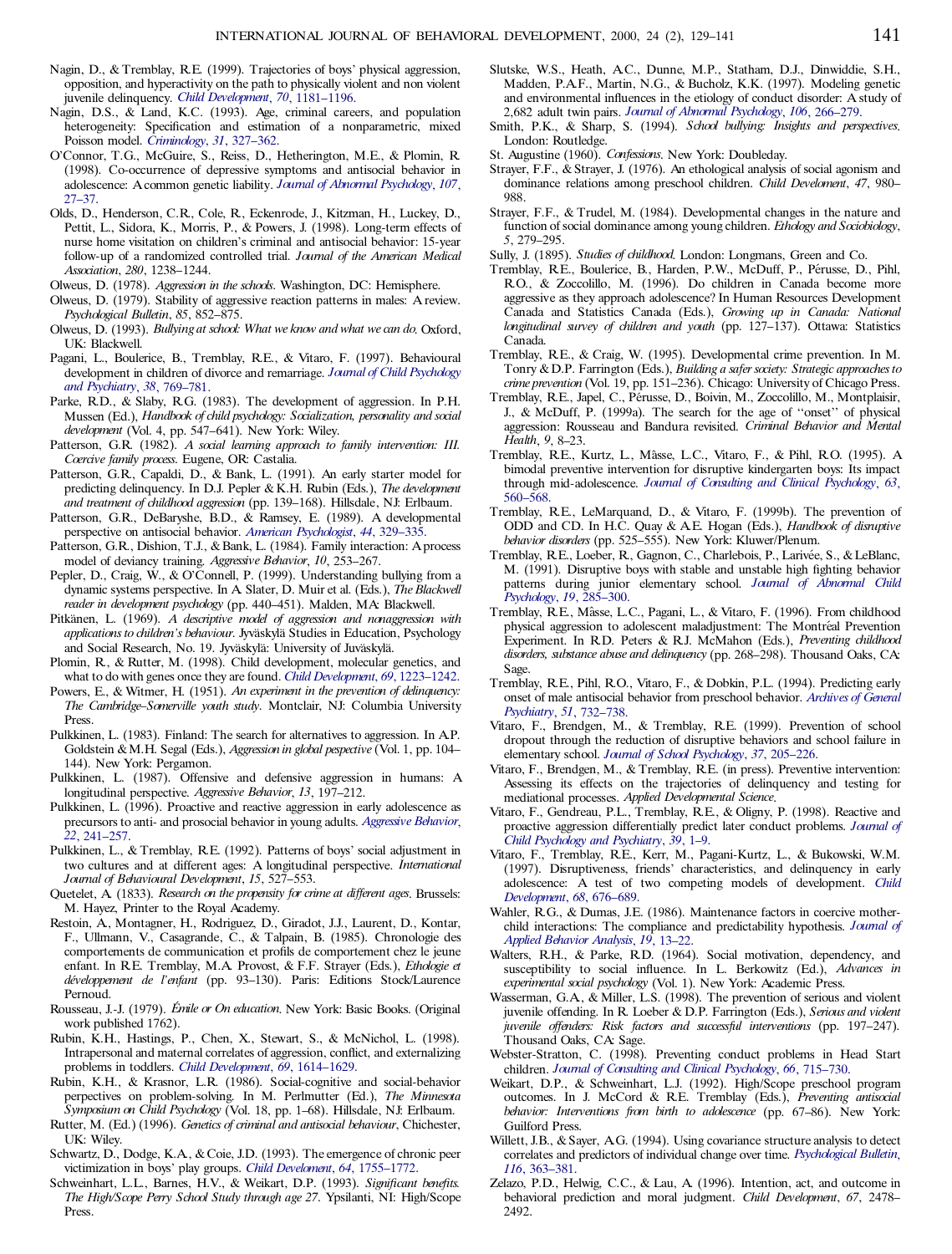Nagin, D., & Tremblay, R.E. (1999). Trajectories of boys' physical aggression, opposition, and hyperactivity on the path to physically violent and non violent juvenile delinquency. *Child Development*, *70*, 1181–1196.

Nagin, D.S., & Land, K.C. (1993). Age, criminal careers, and population heterogeneity: Specification and estimation of a nonparametric, mixed Poisson model. *Criminology*, *31*, 327–362.

O'Connor, T.G., McGuire, S., Reiss, D., Hetherington, M.E., & Plomin, R. (1998). Co-occurrence of depressive symptoms and antisocial behavior in adolescence: A common genetic liability. *Journal of Abnormal Psychology*, *107*, 27–37.

Olds, D., Henderson, C.R., Cole, R., Eckenrode, J., Kitzman, H., Luckey, D., Pettit, L., Sidora, K., Morris, P., & Powers, J. (1998). Long-term effects of nurse home visitation on children's criminal and antisocial behavior: 15-year follow-up of a randomized controlled trial. *Journal of the American Medical Association*, *280*, 1238–1244.

Olweus, D. (1978). *Aggression in the schools*. Washington, DC: Hemisphere.

Olweus, D. (1979). Stability of aggressive reaction patterns in males: A review. *Psychological Bulletin*, *85*, 852–875.

Olweus, D. (1993). *Bullying at school: What we know and what we can do.* Oxford, UK: Blackwell.

Pagani, L., Boulerice, B., Tremblay, R.E., & Vitaro, F. (1997). Behavioural development in children of divorce and remarriage. *Journal of Child Psychology and Psychiatry*, *38*, 769–781.

Parke, R.D., & Slaby, R.G. (1983). The development of aggression. In P.H. Mussen (Ed.), *Handbook of child psychology: Socialization, personality and social development* (Vol. 4, pp. 547–641). New York: Wiley.

Patterson, G.R. (1982). *A social learning approach to family intervention: III. Coercive family process.* Eugene, OR: Castalia.

Patterson, G.R., Capaldi, D., & Bank, L. (1991). An early starter model for predicting delinquency. In D.J. Pepler & K.H. Rubin (Eds.), *The development and treatment of childhood aggression* (pp. 139–168). Hillsdale, NJ: Erlbaum.

Patterson, G.R., DeBaryshe, B.D., & Ramsey, E. (1989). A developmental perspective on antisocial behavior. *American Psychologist*, *44*, 329–335.

Patterson, G.R., Dishion, T.J., & Bank, L. (1984). Family interaction: A process model of deviancy training. *Aggressive Behavior*, *10*, 253–267.

Pepler, D., Craig, W., & O'Connell, P. (1999). Understanding bullying from a dynamic systems perspective. In A. Slater, D. Muir et al. (Eds.), *The Blackwell reader in development psychology* (pp. 440–451). Malden, MA: Blackwell.

Pitkänen, L. (1969). *A descriptive model of aggression and nonaggression with applications to children's behaviour.* Jyväskylä Studies in Education, Psychology and Social Research, No. 19. Jyväskylä: University of Juväskylä.

Plomin, R., & Rutter, M. (1998). Child development, molecular genetics, and what to do with genes once they are found. *Child Development*, *69*, 1223–1242.

Powers, E., & Witmer, H. (1951). *An experiment in the prevention of delinquency: The Cambridge–Somerville youth study.* Montclair, NJ: Columbia University Press.

Pulkkinen, L. (1983). Finland: The search for alternatives to aggression. In A.P. Goldstein & M.H. Segal (Eds.), *Aggression in global pespective* (Vol. 1, pp. 104–144). New York: Pergamon.

Pulkkinen, L. (1987). Offensive and defensive aggression in humans: A longitudinal perspective. *Aggressive Behavior*, *13*, 197–212.

Pulkkinen, L. (1996). Proactive and reactive aggression in early adolescence as precursors to anti- and prosocial behavior in young adults. *Aggressive Behavior*, *22*, 241–257.

Pulkkinen, L., & Tremblay, R.E. (1992). Patterns of boys' social adjustment in two cultures and at different ages: A longitudinal perspective. *International Journal of Behavioural Development*, *15*, 527–553.

Quetelet, A. (1833). *Research on the propensity for crime at different ages*. Brussels: M. Hayez, Printer to the Royal Academy.

Restoin, A., Montagner, H., Rodriguez, D., Giradot, J.J., Laurent, D., Kontar, F., Ullmann, V., Casagrande, C., & Talpain, B. (1985). Chronologie des comportements de communication et profils de comportement chez le jeune enfant. In R.E. Tremblay, M.A. Provost, & F.F. Strayer (Eds.), *Ethologie et développement de l'enfant* (pp. 93–130). Paris: Editions Stock/Laurence Pernoud.

Rousseau, J.-J. (1979). *Émile or On education.* New York: Basic Books. (Original work published 1762).

Rubin, K.H., Hastings, P., Chen, X., Stewart, S., & McNichol, L. (1998). Intrapersonal and maternal correlates of aggression, conflict, and externalizing problems in toddlers. *Child Development*, *69*, 1614–1629.

Rubin, K.H., & Krasnor, L.R. (1986). Social-cognitive and social-behavior perpectives on problem-solving. In M. Perlmutter (Ed.), *The Minnesota Symposium on Child Psychology* (Vol. 18, pp. 1–68). Hillsdale, NJ: Erlbaum.

Rutter, M. (Ed.) (1996). *Genetics of criminal and antisocial behaviour*, Chichester, UK: Wiley.

Schwartz, D., Dodge, K.A., & Coie, J.D. (1993). The emergence of chronic peer victimization in boys' play groups. *Child Develoment*, *64*, 1755–1772.

Schweinhart, L.L., Barnes, H.V., & Weikart, D.P. (1993). *Significant benefits. The High/Scope Perry School Study through age 27*. Ypsilanti, NI: High/Scope Press.

Slutske, W.S., Heath, A.C., Dunne, M.P., Statham, D.J., Dinwiddie, S.H., Madden, P.A.F., Martin, N.G., & Bucholz, K.K. (1997). Modeling genetic and environmental influences in the etiology of conduct disorder: A study of 2,682 adult twin pairs. *Journal of Abnormal Psychology*, *106*, 266–279.

Smith, P.K., & Sharp, S. (1994). *School bullying: Insights and perspectives.* London: Routledge.

St. Augustine (1960). *Confessions.* New York: Doubleday.

Strayer, F.F., & Strayer, J. (1976). An ethological analysis of social agonism and dominance relations among preschool children. *Child Develoment*, *47*, 980–988.

Strayer, F.F., & Trudel, M. (1984). Developmental changes in the nature and function of social dominance among young children. *Ethology and Sociobiology*, *5*, 279–295.

Sully, J. (1895). *Studies of childhood,* London: Longmans, Green and Co.

Tremblay, R.E., Boulerice, B., Harden, P.W., McDuff, P., Pérusse, D., Pihl, R.O., & Zoccolillo, M. (1996). Do children in Canada become more aggressive as they approach adolescence? In Human Resources Development Canada and Statistics Canada (Eds.), *Growing up in Canada: National longitudinal survey of children and youth* (pp. 127–137). Ottawa: Statistics Canada.

Tremblay, R.E., & Craig, W. (1995). Developmental crime prevention. In M. Tonry & D.P. Farrington (Eds.), *Building a safer society: Strategic approaches to crime prevention* (Vol. 19, pp. 151–236). Chicago: University of Chicago Press.

Tremblay, R.E., Japel, C., Pérusse, D., Boivin, M., Zoccolillo, M., Montplaisir, J., & McDuff, P. (1999a). The search for the age of "onset" of physical aggression: Rousseau and Bandura revisited. *Criminal Behavior and Mental Health*, *9*, 8–23.

Tremblay, R.E., Kurtz, L., Mâsse, L.C., Vitaro, F., & Pihl, R.O. (1995). A bimodal preventive intervention for disruptive kindergarten boys: Its impact through mid-adolescence. *Journal of Consulting and Clinical Psychology*, *63*, 560–568.

Tremblay, R.E., LeMarquand, D., & Vitaro, F. (1999b). The prevention of ODD and CD. In H.C. Quay & A.E. Hogan (Eds.), *Handbook of disruptive behavior disorders* (pp. 525–555). New York: Kluwer/Plenum.

Tremblay, R.E., Loeber, R., Gagnon, C., Charlebois, P., Larivée, S., & LeBlanc, M. (1991). Disruptive boys with stable and unstable high fighting behavior patterns during junior elementary school. *Journal of Abnormal Child Psychology*, *19*, 285–300.

Tremblay, R.E., Mâsse, L.C., Pagani, L., & Vitaro, F. (1996). From childhood physical aggression to adolescent maladjustment: The Montréal Prevention Experiment. In R.D. Peters & R.J. McMahon (Eds.), *Preventing childhood disorders, substance abuse and delinquency* (pp. 268–298). Thousand Oaks, CA: Sage.

Tremblay, R.E., Pihl, R.O., Vitaro, F., & Dobkin, P.L. (1994). Predicting early onset of male antisocial behavior from preschool behavior. *Archives of General Psychiatry*, *51*, 732–738.

Vitaro, F., Brendgen, M., & Tremblay, R.E. (1999). Prevention of school dropout through the reduction of disruptive behaviors and school failure in elementary school. *Journal of School Psychology*, *37*, 205–226.

Vitaro, F., Brendgen, M., & Tremblay, R.E. (in press). Preventive intervention: Assessing its effects on the trajectories of delinquency and testing for mediational processes. *Applied Developmental Science*.

Vitaro, F., Gendreau, P.L., Tremblay, R.E., & Oligny, P. (1998). Reactive and proactive aggression differentially predict later conduct problems. *Journal of Child Psychology and Psychiatry*, *39*, 1–9.

Vitaro, F., Tremblay, R.E., Kerr, M., Pagani-Kurtz, L., & Bukowski, W.M. (1997). Disruptiveness, friends' characteristics, and delinquency in early adolescence: A test of two competing models of development. *Child Development*, *68*, 676–689.

Wahler, R.G., & Dumas, J.E. (1986). Maintenance factors in coercive mother-child interactions: The compliance and predictability hypothesis. *Journal of Applied Behavior Analysis*, *19*, 13–22.

Walters, R.H., & Parke, R.D. (1964). Social motivation, dependency, and susceptibility to social influence. In L. Berkowitz (Ed.), *Advances in experimental social psychology* (Vol. 1). New York: Academic Press.

Wasserman, G.A., & Miller, L.S. (1998). The prevention of serious and violent juvenile offending. In R. Loeber & D.P. Farrington (Eds.), *Serious and violent juvenile offenders: Risk factors and successful interventions* (pp. 197–247). Thousand Oaks, CA: Sage.

Webster-Stratton, C. (1998). Preventing conduct problems in Head Start children. *Journal of Consulting and Clinical Psychology*, *66*, 715–730.

Weikart, D.P., & Schweinhart, L.J. (1992). High/Scope preschool program outcomes. In J. McCord & R.E. Tremblay (Eds.), *Preventing antisocial behavior: Interventions from birth to adolescence* (pp. 67–86). New York: Guilford Press.

Willett, J.B., & Sayer, A.G. (1994). Using covariance structure analysis to detect correlates and predictors of individual change over time. *Psychological Bulletin*, *116*, 363–381.

Zelazo, P.D., Helwig, C.C., & Lau, A. (1996). Intention, act, and outcome in behavioral prediction and moral judgment. *Child Development*, *67*, 2478–2492.